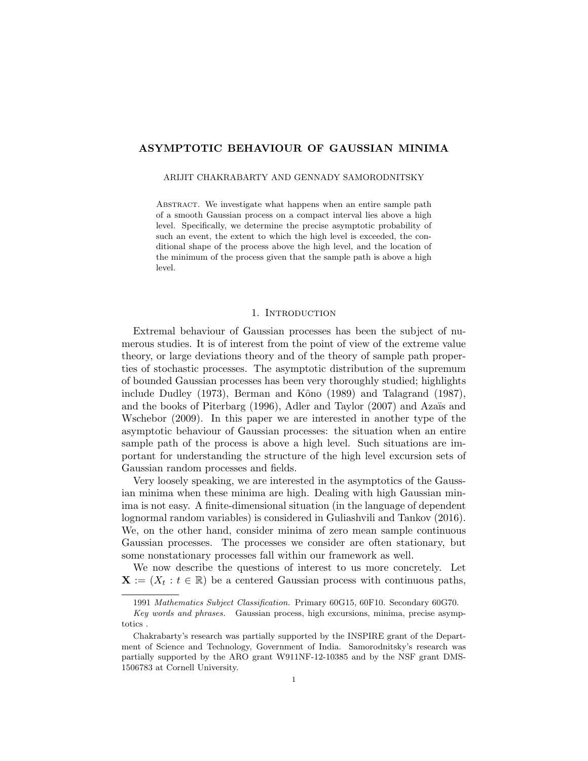# ASYMPTOTIC BEHAVIOUR OF GAUSSIAN MINIMA

ARIJIT CHAKRABARTY AND GENNADY SAMORODNITSKY

Abstract. We investigate what happens when an entire sample path of a smooth Gaussian process on a compact interval lies above a high level. Specifically, we determine the precise asymptotic probability of such an event, the extent to which the high level is exceeded, the conditional shape of the process above the high level, and the location of the minimum of the process given that the sample path is above a high level.

## 1. Introduction

Extremal behaviour of Gaussian processes has been the subject of numerous studies. It is of interest from the point of view of the extreme value theory, or large deviations theory and of the theory of sample path properties of stochastic processes. The asymptotic distribution of the supremum of bounded Gaussian processes has been very thoroughly studied; highlights include Dudley (1973), Berman and Kôno (1989) and Talagrand (1987), and the books of Piterbarg (1996), Adler and Taylor (2007) and Azaïs and Wschebor (2009). In this paper we are interested in another type of the asymptotic behaviour of Gaussian processes: the situation when an entire sample path of the process is above a high level. Such situations are important for understanding the structure of the high level excursion sets of Gaussian random processes and fields.

Very loosely speaking, we are interested in the asymptotics of the Gaussian minima when these minima are high. Dealing with high Gaussian minima is not easy. A finite-dimensional situation (in the language of dependent lognormal random variables) is considered in Guliashvili and Tankov (2016). We, on the other hand, consider minima of zero mean sample continuous Gaussian processes. The processes we consider are often stationary, but some nonstationary processes fall within our framework as well.

We now describe the questions of interest to us more concretely. Let $\mathbf{X} := (X_t : t \in \mathbb{R})$ be a centered Gaussian process with continuous paths,

---

1991 *Mathematics Subject Classification.* Primary 60G15, 60F10. Secondary 60G70.

*Key words and phrases.* Gaussian process, high excursions, minima, precise asymptotics .

Chakrabarty's research was partially supported by the INSPIRE grant of the Department of Science and Technology, Government of India. Samorodnitsky's research was partially supported by the ARO grant W911NF-12-10385 and by the NSF grant DMS-1506783 at Cornell University.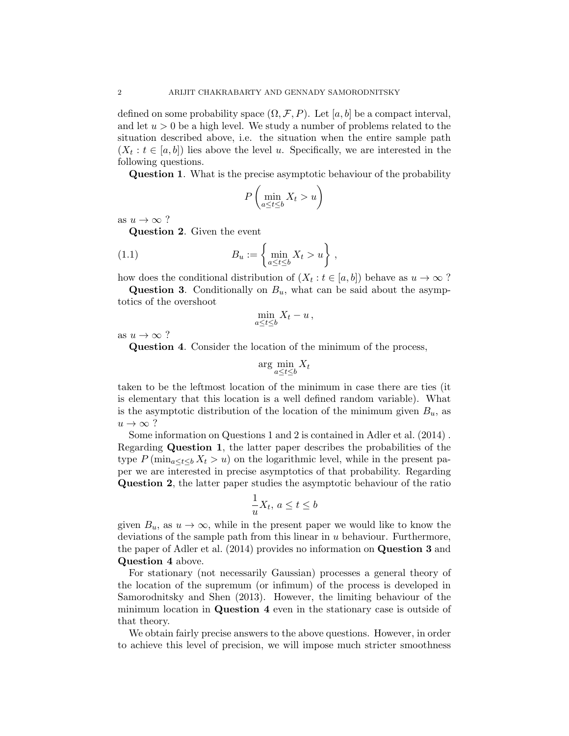defined on some probability space $(\Omega, \mathcal{F}, P)$. Let $[a, b]$ be a compact interval, and let $u > 0$ be a high level. We study a number of problems related to the situation described above, i.e. the situation when the entire sample path $(X_t : t \in [a, b])$ lies above the level $u$. Specifically, we are interested in the following questions.

**Question 1**. What is the precise asymptotic behaviour of the probability

$$P\left(\min_{a \le t \le b} X_t > u\right)$$

as $u \to \infty$ ?

**Question 2**. Given the event

$$B_u := \left\{\min_{a \le t \le b} X_t > u\right\}, \tag{1.1}$$

how does the conditional distribution of $(X_t : t \in [a, b])$ behave as $u \to \infty$ ?

**Question 3**. Conditionally on $B_u$, what can be said about the asymptotics of the overshoot

$$\min_{a \le t \le b} X_t - u\,,$$

as $u \to \infty$ ?

**Question 4**. Consider the location of the minimum of the process,

$$\arg\min_{a \le t \le b} X_t$$

taken to be the leftmost location of the minimum in case there are ties (it is elementary that this location is a well defined random variable). What is the asymptotic distribution of the location of the minimum given $B_u$, as $u \to \infty$ ?

Some information on Questions 1 and 2 is contained in Adler et al. (2014) . Regarding **Question 1**, the latter paper describes the probabilities of the type $P(\min_{a \le t \le b} X_t > u)$ on the logarithmic level, while in the present paper we are interested in precise asymptotics of that probability. Regarding **Question 2**, the latter paper studies the asymptotic behaviour of the ratio

$$\frac{1}{u} X_t,\ a \le t \le b$$

given $B_u$, as $u \to \infty$, while in the present paper we would like to know the deviations of the sample path from this linear in $u$ behaviour. Furthermore, the paper of Adler et al. (2014) provides no information on **Question 3** and **Question 4** above.

For stationary (not necessarily Gaussian) processes a general theory of the location of the supremum (or infimum) of the process is developed in Samorodnitsky and Shen (2013). However, the limiting behaviour of the minimum location in **Question 4** even in the stationary case is outside of that theory.

We obtain fairly precise answers to the above questions. However, in order to achieve this level of precision, we will impose much stricter smoothness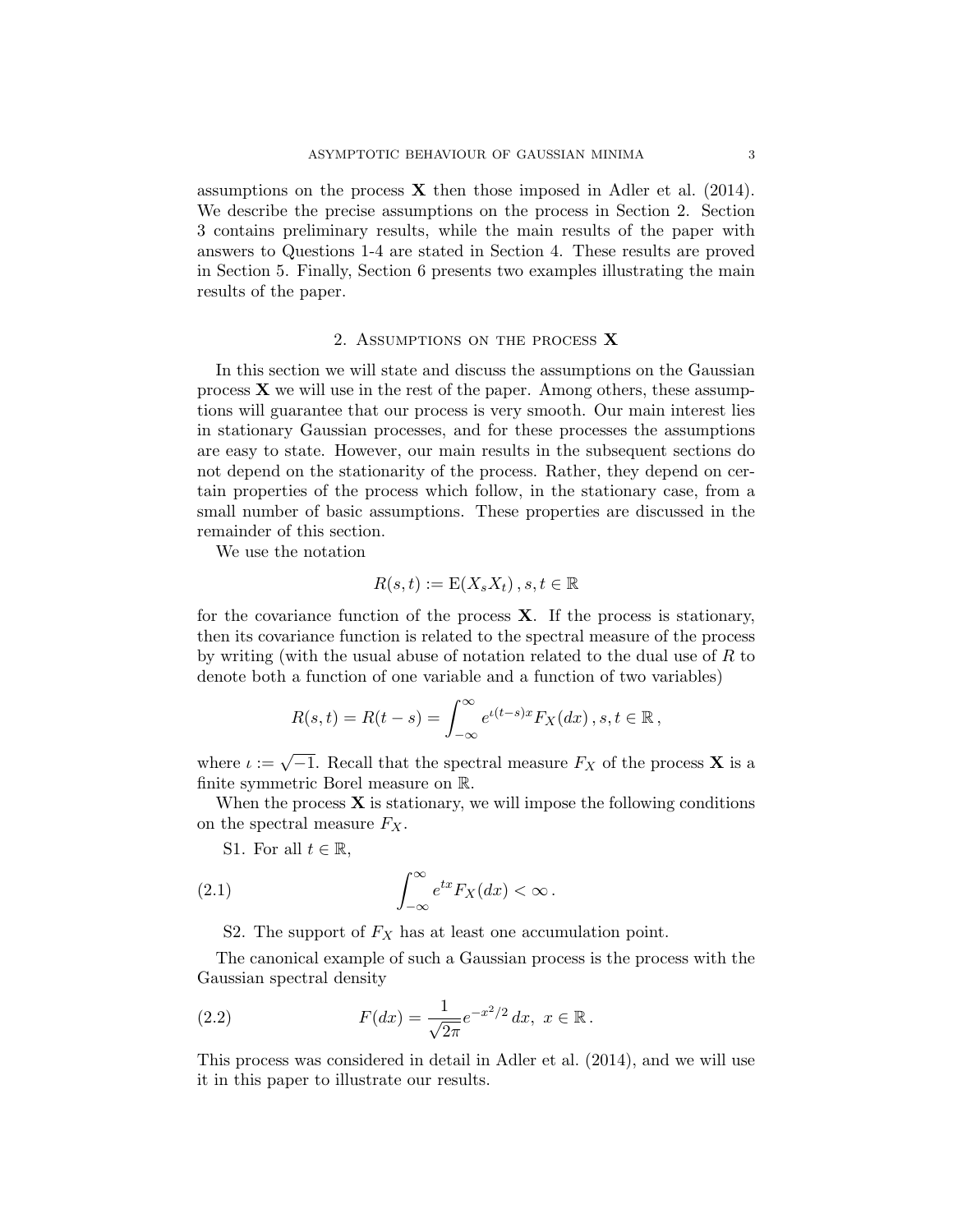assumptions on the process $\mathbf{X}$ then those imposed in Adler et al. (2014). We describe the precise assumptions on the process in Section 2. Section 3 contains preliminary results, while the main results of the paper with answers to Questions 1-4 are stated in Section 4. These results are proved in Section 5. Finally, Section 6 presents two examples illustrating the main results of the paper.

## 2. Assumptions on the process $\mathbf{X}$

In this section we will state and discuss the assumptions on the Gaussian process $\mathbf{X}$ we will use in the rest of the paper. Among others, these assumptions will guarantee that our process is very smooth. Our main interest lies in stationary Gaussian processes, and for these processes the assumptions are easy to state. However, our main results in the subsequent sections do not depend on the stationarity of the process. Rather, they depend on certain properties of the process which follow, in the stationary case, from a small number of basic assumptions. These properties are discussed in the remainder of this section.

We use the notation

$$R(s,t) := \mathrm{E}(X_s X_t)\,, s,t \in \mathbb{R}$$

for the covariance function of the process $\mathbf{X}$. If the process is stationary, then its covariance function is related to the spectral measure of the process by writing (with the usual abuse of notation related to the dual use of $R$ to denote both a function of one variable and a function of two variables)

$$R(s,t) = R(t-s) = \int_{-\infty}^{\infty} e^{\iota(t-s)x} F_X(dx)\,, s,t \in \mathbb{R}\,,$$

where $\iota := \sqrt{-1}$. Recall that the spectral measure $F_X$ of the process $\mathbf{X}$ is a finite symmetric Borel measure on $\mathbb{R}$.

When the process $\mathbf{X}$ is stationary, we will impose the following conditions on the spectral measure $F_X$.

S1. For all $t \in \mathbb{R}$,

$$\int_{-\infty}^{\infty} e^{tx} F_X(dx) < \infty\,. \tag{2.1}$$

S2. The support of $F_X$ has at least one accumulation point.

The canonical example of such a Gaussian process is the process with the Gaussian spectral density

$$F(dx) = \frac{1}{\sqrt{2\pi}} e^{-x^2/2}\,dx,\ x \in \mathbb{R}\,. \tag{2.2}$$

This process was considered in detail in Adler et al. (2014), and we will use it in this paper to illustrate our results.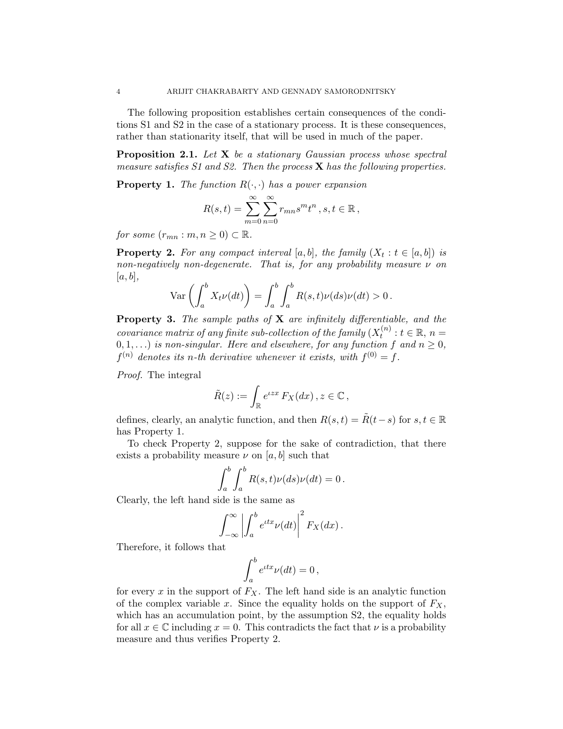The following proposition establishes certain consequences of the conditions S1 and S2 in the case of a stationary process. It is these consequences, rather than stationarity itself, that will be used in much of the paper.

**Proposition 2.1.** *Let* $\mathbf{X}$ *be a stationary Gaussian process whose spectral measure satisfies S1 and S2. Then the process* $\mathbf{X}$ *has the following properties.*

**Property 1.** *The function* $R(\cdot,\cdot)$ *has a power expansion*

$$R(s,t) = \sum_{m=0}^{\infty} \sum_{n=0}^{\infty} r_{mn} s^m t^n \, , s, t \in \mathbb{R} \, ,$$

*for some* $(r_{mn} : m, n \geq 0) \subset \mathbb{R}$.

**Property 2.** *For any compact interval* $[a,b]$, *the family* $(X_t : t \in [a,b])$ *is non-negatively non-degenerate. That is, for any probability measure* $\nu$ *on* $[a,b]$,

$$\mathrm{Var}\left( \int_a^b X_t \nu(dt) \right) = \int_a^b \int_a^b R(s,t) \nu(ds) \nu(dt) > 0 \, .$$

**Property 3.** *The sample paths of* $\mathbf{X}$ *are infinitely differentiable, and the covariance matrix of any finite sub-collection of the family* $(X_t^{(n)} : t \in \mathbb{R}, \, n = 0, 1, \ldots)$ *is non-singular. Here and elsewhere, for any function* $f$ *and* $n \geq 0$, $f^{(n)}$ *denotes its* $n$*-th derivative whenever it exists, with* $f^{(0)} = f$.

*Proof.* The integral

$$\tilde{R}(z) := \int_{\mathbb{R}} e^{\iota z x} \, F_X(dx) \, , z \in \mathbb{C} \, ,$$

defines, clearly, an analytic function, and then $R(s,t) = \tilde{R}(t-s)$ for $s, t \in \mathbb{R}$ has Property 1.

To check Property 2, suppose for the sake of contradiction, that there exists a probability measure $\nu$ on $[a,b]$ such that

$$\int_a^b \int_a^b R(s,t) \nu(ds) \nu(dt) = 0 \, .$$

Clearly, the left hand side is the same as

$$\int_{-\infty}^{\infty} \left| \int_a^b e^{\iota t x} \nu(dt) \right|^2 F_X(dx) \, .$$

Therefore, it follows that

$$\int_a^b e^{\iota t x} \nu(dt) = 0 \, ,$$

for every $x$ in the support of $F_X$. The left hand side is an analytic function of the complex variable $x$. Since the equality holds on the support of $F_X$, which has an accumulation point, by the assumption S2, the equality holds for all $x \in \mathbb{C}$ including $x = 0$. This contradicts the fact that $\nu$ is a probability measure and thus verifies Property 2.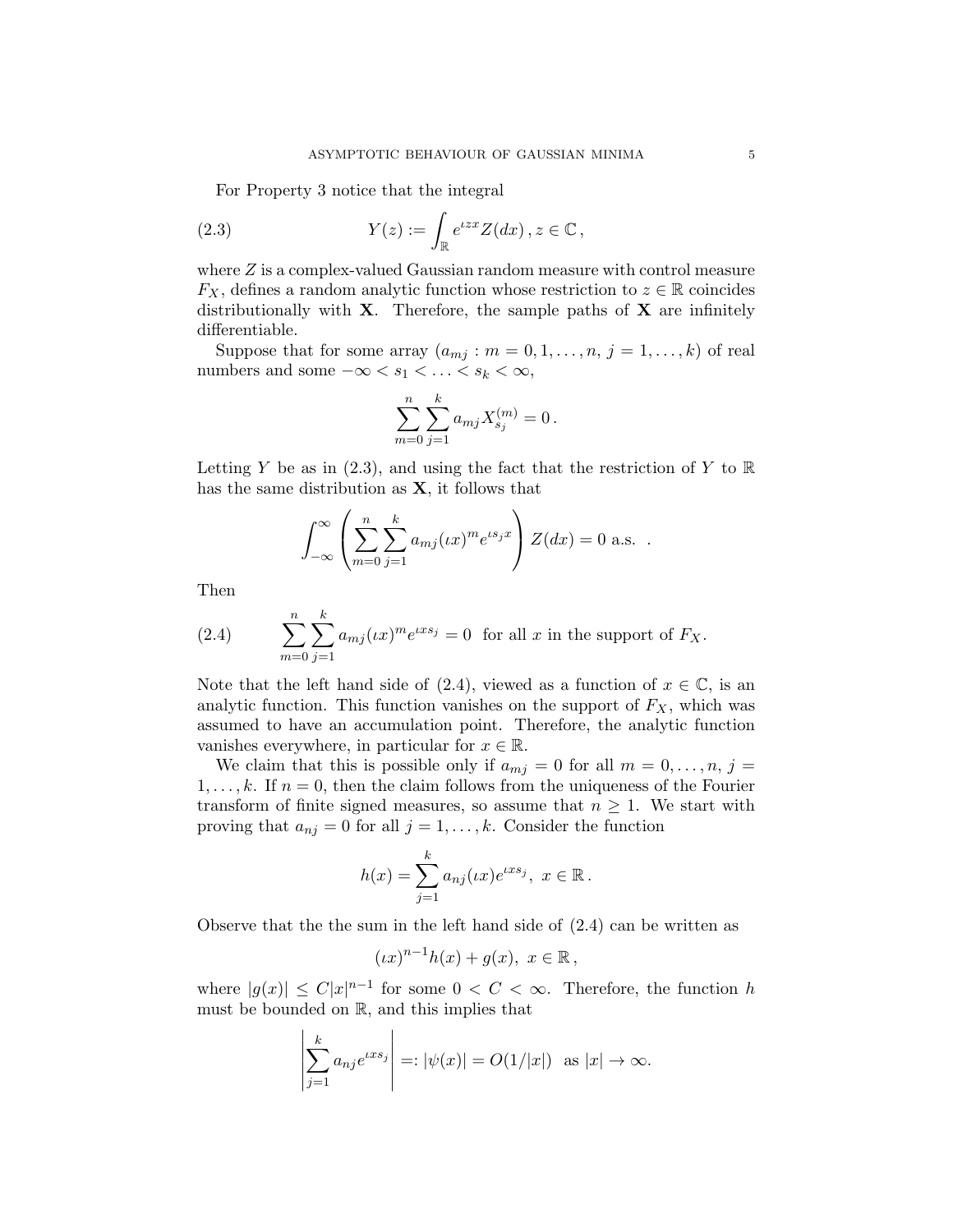For Property 3 notice that the integral

$$Y(z) := \int_{\mathbb{R}} e^{\iota z x} Z(dx)\,, z \in \mathbb{C}\,, \tag{2.3}$$

where $Z$ is a complex-valued Gaussian random measure with control measure $F_X$, defines a random analytic function whose restriction to $z \in \mathbb{R}$ coincides distributionally with $\mathbf{X}$. Therefore, the sample paths of $\mathbf{X}$ are infinitely differentiable.

Suppose that for some array $(a_{mj} : m = 0, 1, \ldots, n,\ j = 1, \ldots, k)$ of real numbers and some $-\infty < s_1 < \ldots < s_k < \infty$,

$$\sum_{m=0}^{n} \sum_{j=1}^{k} a_{mj} X_{s_j}^{(m)} = 0\,.$$

Letting $Y$ be as in (2.3), and using the fact that the restriction of $Y$ to $\mathbb{R}$ has the same distribution as $\mathbf{X}$, it follows that

$$\int_{-\infty}^{\infty} \left( \sum_{m=0}^{n} \sum_{j=1}^{k} a_{mj} (\iota x)^m e^{\iota s_j x} \right) Z(dx) = 0 \text{ a.s. }.$$

Then

$$\sum_{m=0}^{n} \sum_{j=1}^{k} a_{mj} (\iota x)^m e^{\iota x s_j} = 0 \text{ for all } x \text{ in the support of } F_X. \tag{2.4}$$

Note that the left hand side of (2.4), viewed as a function of $x \in \mathbb{C}$, is an analytic function. This function vanishes on the support of $F_X$, which was assumed to have an accumulation point. Therefore, the analytic function vanishes everywhere, in particular for $x \in \mathbb{R}$.

We claim that this is possible only if $a_{mj} = 0$ for all $m = 0, \ldots, n,\ j = 1, \ldots, k$. If $n = 0$, then the claim follows from the uniqueness of the Fourier transform of finite signed measures, so assume that $n \geq 1$. We start with proving that $a_{nj} = 0$ for all $j = 1, \ldots, k$. Consider the function

$$h(x) = \sum_{j=1}^{k} a_{nj} (\iota x) e^{\iota x s_j},\ x \in \mathbb{R}\,.$$

Observe that the the sum in the left hand side of (2.4) can be written as

$$(\iota x)^{n-1} h(x) + g(x),\ x \in \mathbb{R}\,,$$

where $|g(x)| \leq C|x|^{n-1}$ for some $0 < C < \infty$. Therefore, the function $h$ must be bounded on $\mathbb{R}$, and this implies that

$$\left| \sum_{j=1}^{k} a_{nj} e^{\iota x s_j} \right| =: |\psi(x)| = O(1/|x|) \text{ as } |x| \to \infty.$$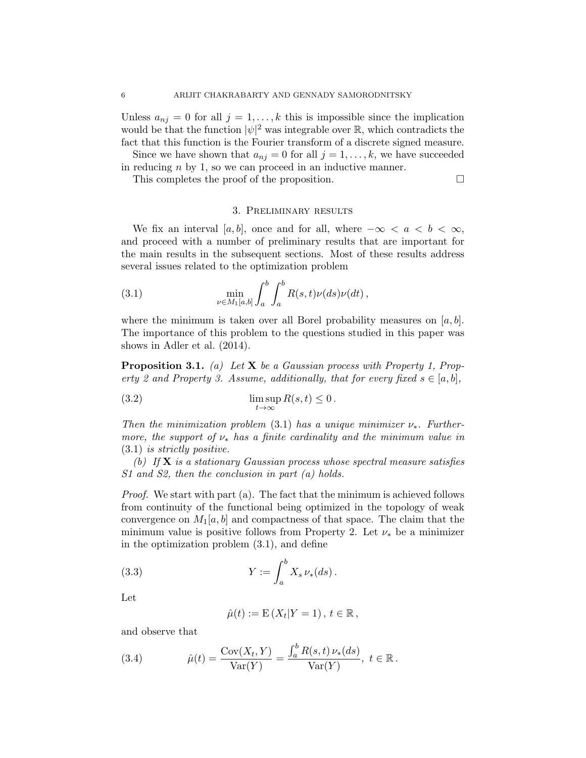Unless $a_{nj} = 0$ for all $j = 1, \ldots, k$ this is impossible since the implication would be that the function $|\psi|^2$ was integrable over $\mathbb{R}$, which contradicts the fact that this function is the Fourier transform of a discrete signed measure.

Since we have shown that $a_{nj} = 0$ for all $j = 1, \ldots, k$, we have succeeded in reducing $n$ by 1, so we can proceed in an inductive manner.

This completes the proof of the proposition. $\square$

## 3. Preliminary results

We fix an interval $[a, b]$, once and for all, where $-\infty < a < b < \infty$, and proceed with a number of preliminary results that are important for the main results in the subsequent sections. Most of these results address several issues related to the optimization problem

$$\min_{\nu \in M_1[a,b]} \int_a^b \int_a^b R(s,t) \nu(ds) \nu(dt) \,, \tag{3.1}$$

where the minimum is taken over all Borel probability measures on $[a, b]$. The importance of this problem to the questions studied in this paper was shows in Adler et al. (2014).

**Proposition 3.1.** *(a) Let $\mathbf{X}$ be a Gaussian process with Property 1, Property 2 and Property 3. Assume, additionally, that for every fixed $s \in [a, b]$,*

$$\limsup_{t \to \infty} R(s,t) \leq 0 \,. \tag{3.2}$$

*Then the minimization problem (3.1) has a unique minimizer $\nu_*$. Furthermore, the support of $\nu_*$ has a finite cardinality and the minimum value in (3.1) is strictly positive.*

*(b) If $\mathbf{X}$ is a stationary Gaussian process whose spectral measure satisfies S1 and S2, then the conclusion in part (a) holds.*

*Proof.* We start with part (a). The fact that the minimum is achieved follows from continuity of the functional being optimized in the topology of weak convergence on $M_1[a, b]$ and compactness of that space. The claim that the minimum value is positive follows from Property 2. Let $\nu_*$ be a minimizer in the optimization problem (3.1), and define

$$Y := \int_a^b X_s \, \nu_*(ds) \,. \tag{3.3}$$

Let

$$\hat{\mu}(t) := \mathrm{E} \left( X_t | Y = 1 \right), \, t \in \mathbb{R} \,,$$

and observe that

$$\hat{\mu}(t) = \frac{\mathrm{Cov}(X_t, Y)}{\mathrm{Var}(Y)} = \frac{\int_a^b R(s,t) \, \nu_*(ds)}{\mathrm{Var}(Y)}, \; t \in \mathbb{R} \,. \tag{3.4}$$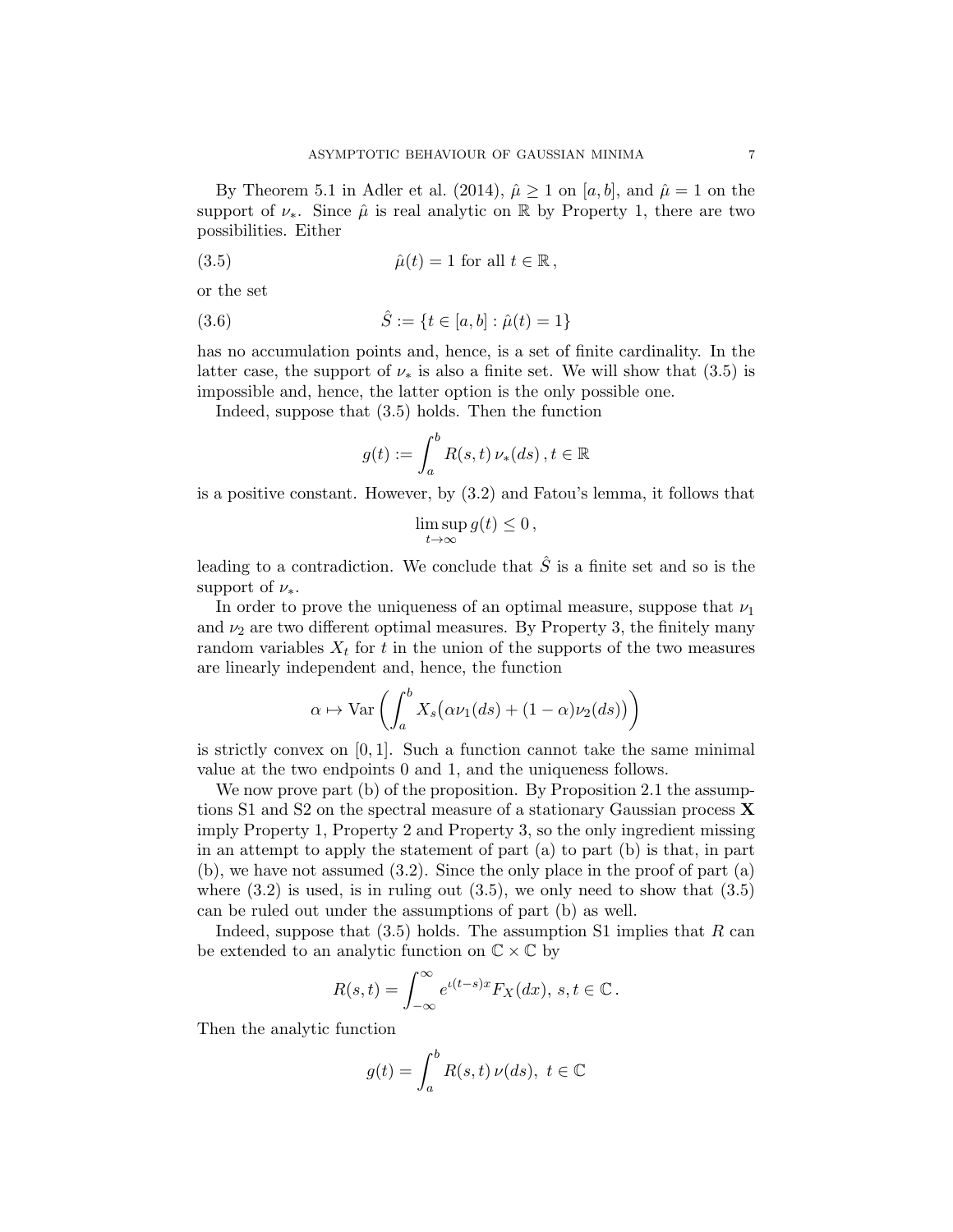By Theorem 5.1 in Adler et al. (2014), $\hat{\mu} \geq 1$ on $[a, b]$, and $\hat{\mu} = 1$ on the support of $\nu_*$. Since $\hat{\mu}$ is real analytic on $\mathbb{R}$ by Property 1, there are two possibilities. Either

$$\hat{\mu}(t) = 1 \text{ for all } t \in \mathbb{R}\,, \tag{3.5}$$

or the set

$$\hat{S} := \{t \in [a, b] : \hat{\mu}(t) = 1\} \tag{3.6}$$

has no accumulation points and, hence, is a set of finite cardinality. In the latter case, the support of $\nu_*$ is also a finite set. We will show that (3.5) is impossible and, hence, the latter option is the only possible one.

Indeed, suppose that (3.5) holds. Then the function

$$g(t) := \int_a^b R(s, t)\, \nu_*(ds)\,, t \in \mathbb{R}$$

is a positive constant. However, by (3.2) and Fatou's lemma, it follows that

$$\limsup_{t \to \infty} g(t) \leq 0\,,$$

leading to a contradiction. We conclude that $\hat{S}$ is a finite set and so is the support of $\nu_*$.

In order to prove the uniqueness of an optimal measure, suppose that $\nu_1$ and $\nu_2$ are two different optimal measures. By Property 3, the finitely many random variables $X_t$ for $t$ in the union of the supports of the two measures are linearly independent and, hence, the function

$$\alpha \mapsto \operatorname{Var}\left(\int_a^b X_s\big(\alpha\nu_1(ds) + (1-\alpha)\nu_2(ds)\big)\right)$$

is strictly convex on $[0, 1]$. Such a function cannot take the same minimal value at the two endpoints 0 and 1, and the uniqueness follows.

We now prove part (b) of the proposition. By Proposition 2.1 the assumptions S1 and S2 on the spectral measure of a stationary Gaussian process $\mathbf{X}$ imply Property 1, Property 2 and Property 3, so the only ingredient missing in an attempt to apply the statement of part (a) to part (b) is that, in part (b), we have not assumed (3.2). Since the only place in the proof of part (a) where (3.2) is used, is in ruling out (3.5), we only need to show that (3.5) can be ruled out under the assumptions of part (b) as well.

Indeed, suppose that (3.5) holds. The assumption S1 implies that $R$ can be extended to an analytic function on $\mathbb{C} \times \mathbb{C}$ by

$$R(s, t) = \int_{-\infty}^{\infty} e^{\iota(t-s)x} F_X(dx),\ s, t \in \mathbb{C}\,.$$

Then the analytic function

$$g(t) = \int_a^b R(s, t)\, \nu(ds),\ t \in \mathbb{C}$$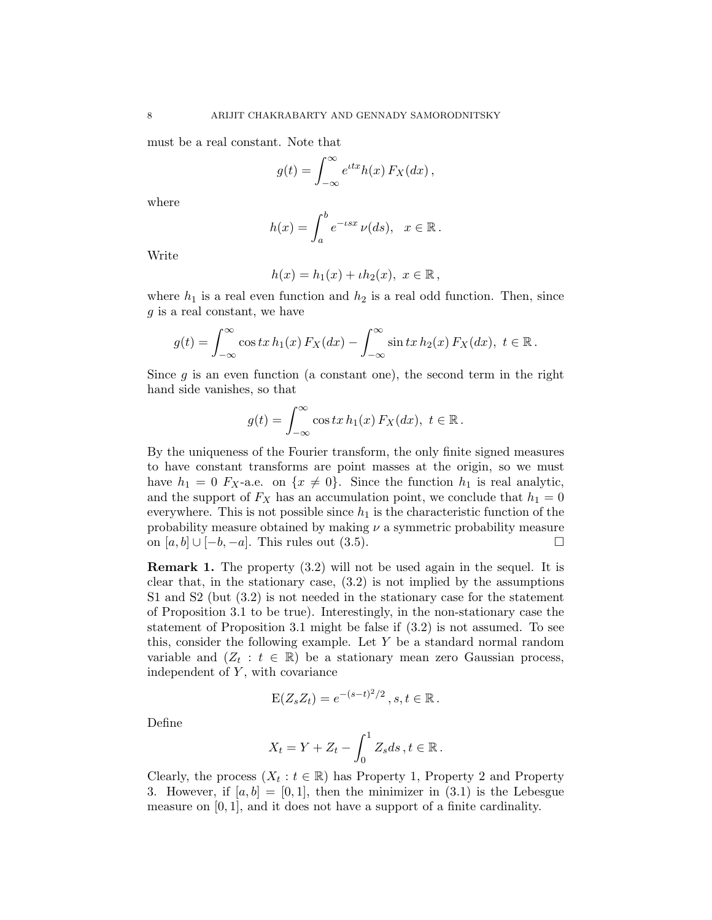must be a real constant. Note that

$$g(t) = \int_{-\infty}^{\infty} e^{\iota tx} h(x)\, F_X(dx)\,,$$

where

$$h(x) = \int_a^b e^{-\iota sx}\, \nu(ds), \quad x \in \mathbb{R}\,.$$

Write

$$h(x) = h_1(x) + \iota h_2(x), \ x \in \mathbb{R}\,,$$

where $h_1$ is a real even function and $h_2$ is a real odd function. Then, since $g$ is a real constant, we have

$$g(t) = \int_{-\infty}^{\infty} \cos tx\, h_1(x)\, F_X(dx) - \int_{-\infty}^{\infty} \sin tx\, h_2(x)\, F_X(dx), \ t \in \mathbb{R}\,.$$

Since $g$ is an even function (a constant one), the second term in the right hand side vanishes, so that

$$g(t) = \int_{-\infty}^{\infty} \cos tx\, h_1(x)\, F_X(dx), \ t \in \mathbb{R}\,.$$

By the uniqueness of the Fourier transform, the only finite signed measures to have constant transforms are point masses at the origin, so we must have $h_1 = 0$ $F_X$-a.e. on $\{x \neq 0\}$. Since the function $h_1$ is real analytic, and the support of $F_X$ has an accumulation point, we conclude that $h_1 = 0$ everywhere. This is not possible since $h_1$ is the characteristic function of the probability measure obtained by making $\nu$ a symmetric probability measure on $[a, b] \cup [-b, -a]$. This rules out (3.5). $\square$

**Remark 1.** The property (3.2) will not be used again in the sequel. It is clear that, in the stationary case, (3.2) is not implied by the assumptions S1 and S2 (but (3.2) is not needed in the stationary case for the statement of Proposition 3.1 to be true). Interestingly, in the non-stationary case the statement of Proposition 3.1 might be false if (3.2) is not assumed. To see this, consider the following example. Let $Y$ be a standard normal random variable and $(Z_t : t \in \mathbb{R})$ be a stationary mean zero Gaussian process, independent of $Y$, with covariance

$$\mathrm{E}(Z_s Z_t) = e^{-(s-t)^2/2}\,, s, t \in \mathbb{R}\,.$$

Define

$$X_t = Y + Z_t - \int_0^1 Z_s ds\,, t \in \mathbb{R}\,.$$

Clearly, the process $(X_t : t \in \mathbb{R})$ has Property 1, Property 2 and Property 3. However, if $[a, b] = [0, 1]$, then the minimizer in (3.1) is the Lebesgue measure on $[0, 1]$, and it does not have a support of a finite cardinality.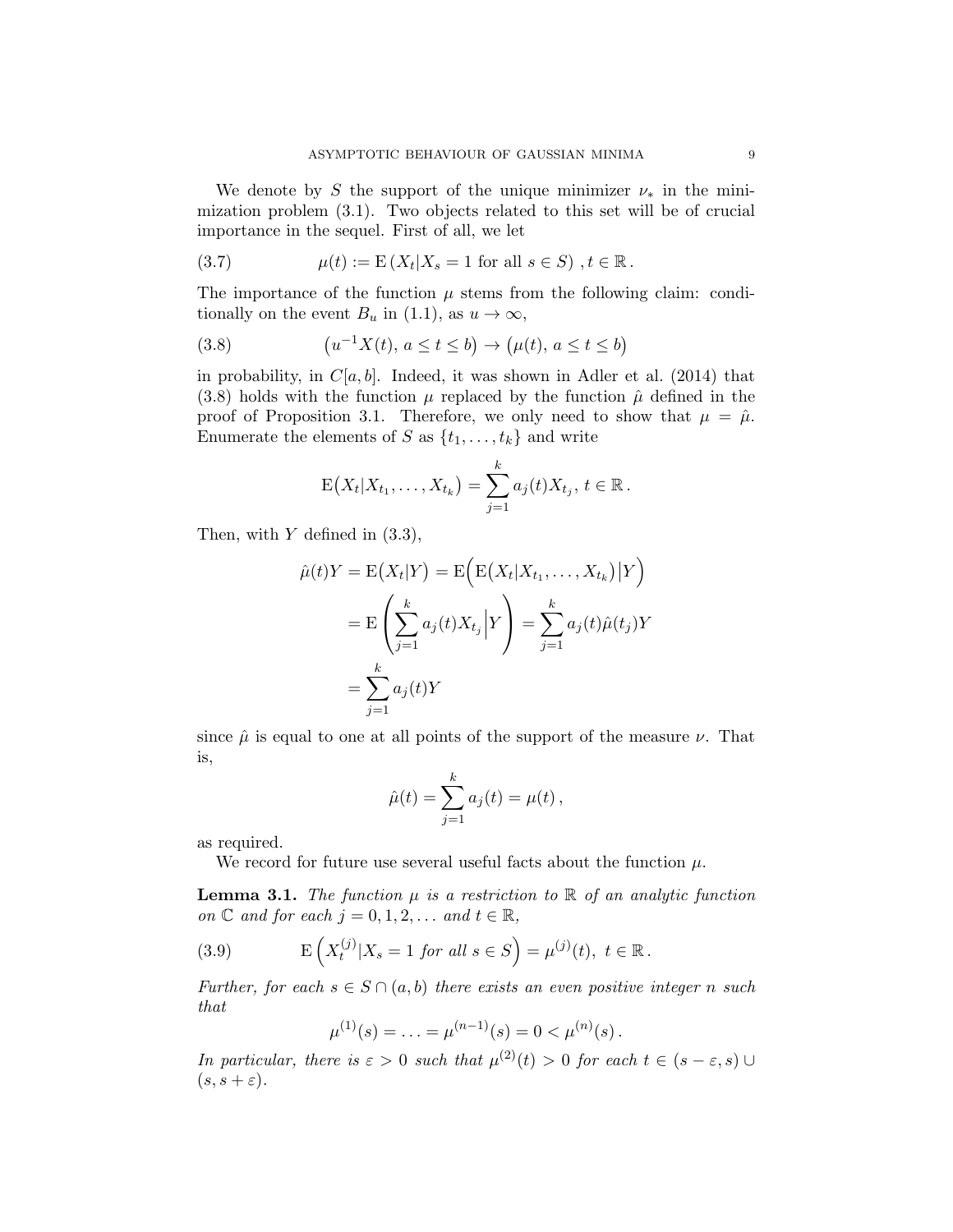We denote by $S$ the support of the unique minimizer $\nu_*$ in the minimization problem (3.1). Two objects related to this set will be of crucial importance in the sequel. First of all, we let

$$\mu(t) := \mathrm{E}\left(X_t | X_s = 1 \text{ for all } s \in S\right), t \in \mathbb{R}. \tag{3.7}$$

The importance of the function $\mu$ stems from the following claim: conditionally on the event $B_u$ in (1.1), as $u \to \infty$,

$$\big(u^{-1}X(t),\, a \le t \le b\big) \to \big(\mu(t),\, a \le t \le b\big) \tag{3.8}$$

in probability, in $C[a,b]$. Indeed, it was shown in Adler et al. (2014) that (3.8) holds with the function $\mu$ replaced by the function $\hat{\mu}$ defined in the proof of Proposition 3.1. Therefore, we only need to show that $\mu = \hat{\mu}$. Enumerate the elements of $S$ as $\{t_1, \ldots, t_k\}$ and write

$$\mathrm{E}\big(X_t | X_{t_1}, \ldots, X_{t_k}\big) = \sum_{j=1}^{k} a_j(t) X_{t_j},\, t \in \mathbb{R}.$$

Then, with $Y$ defined in (3.3),

$$\begin{aligned}
\hat{\mu}(t)Y = \mathrm{E}\big(X_t | Y\big) &= \mathrm{E}\Big(\mathrm{E}\big(X_t | X_{t_1}, \ldots, X_{t_k}\big)\big| Y\Big) \\
&= \mathrm{E}\left(\sum_{j=1}^{k} a_j(t) X_{t_j} \Big| Y\right) = \sum_{j=1}^{k} a_j(t)\hat{\mu}(t_j) Y \\
&= \sum_{j=1}^{k} a_j(t) Y
\end{aligned}$$

since $\hat{\mu}$ is equal to one at all points of the support of the measure $\nu$. That is,

$$\hat{\mu}(t) = \sum_{j=1}^{k} a_j(t) = \mu(t),$$

as required.

We record for future use several useful facts about the function $\mu$.

**Lemma 3.1.** *The function $\mu$ is a restriction to $\mathbb{R}$ of an analytic function on $\mathbb{C}$ and for each $j = 0, 1, 2, \ldots$ and $t \in \mathbb{R}$,*

$$\mathrm{E}\left(X_t^{(j)} | X_s = 1 \text{ for all } s \in S\right) = \mu^{(j)}(t),\ t \in \mathbb{R}. \tag{3.9}$$

*Further, for each $s \in S \cap (a,b)$ there exists an even positive integer $n$ such that*

$$\mu^{(1)}(s) = \ldots = \mu^{(n-1)}(s) = 0 < \mu^{(n)}(s).$$

*In particular, there is $\varepsilon > 0$ such that $\mu^{(2)}(t) > 0$ for each $t \in (s-\varepsilon, s) \cup (s, s+\varepsilon)$.*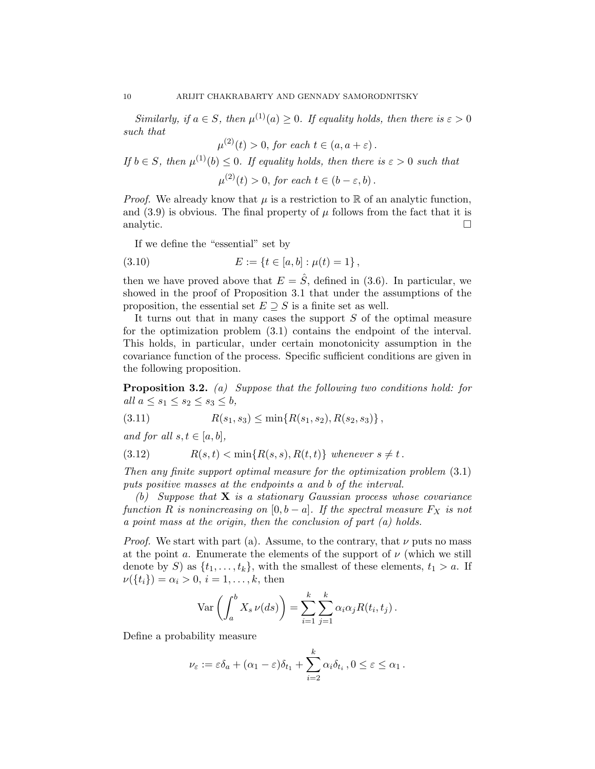*Similarly, if $a \in S$, then $\mu^{(1)}(a) \geq 0$. If equality holds, then there is $\varepsilon > 0$ such that*

$$\mu^{(2)}(t) > 0, \text{ for each } t \in (a, a+\varepsilon)\,.$$

*If $b \in S$, then $\mu^{(1)}(b) \leq 0$. If equality holds, then there is $\varepsilon > 0$ such that*

$$\mu^{(2)}(t) > 0, \text{ for each } t \in (b-\varepsilon, b)\,.$$

*Proof.* We already know that $\mu$ is a restriction to $\mathbb{R}$ of an analytic function, and (3.9) is obvious. The final property of $\mu$ follows from the fact that it is analytic. □

If we define the "essential" set by

$$E := \{t \in [a,b] : \mu(t) = 1\}\,, \tag{3.10}$$

then we have proved above that $E = \hat{S}$, defined in (3.6). In particular, we showed in the proof of Proposition 3.1 that under the assumptions of the proposition, the essential set $E \supseteq S$ is a finite set as well.

It turns out that in many cases the support $S$ of the optimal measure for the optimization problem (3.1) contains the endpoint of the interval. This holds, in particular, under certain monotonicity assumption in the covariance function of the process. Specific sufficient conditions are given in the following proposition.

**Proposition 3.2.** *(a) Suppose that the following two conditions hold: for all $a \leq s_1 \leq s_2 \leq s_3 \leq b$,*

$$R(s_1, s_3) \leq \min\{R(s_1, s_2), R(s_2, s_3)\}\,, \tag{3.11}$$

*and for all $s, t \in [a,b]$,*

$$R(s,t) < \min\{R(s,s), R(t,t)\} \text{ whenever } s \neq t\,. \tag{3.12}$$

*Then any finite support optimal measure for the optimization problem (3.1) puts positive masses at the endpoints $a$ and $b$ of the interval.*

*(b) Suppose that $\mathbf{X}$ is a stationary Gaussian process whose covariance function $R$ is nonincreasing on $[0, b-a]$. If the spectral measure $F_X$ is not a point mass at the origin, then the conclusion of part (a) holds.*

*Proof.* We start with part (a). Assume, to the contrary, that $\nu$ puts no mass at the point $a$. Enumerate the elements of the support of $\nu$ (which we still denote by $S$) as $\{t_1, \ldots, t_k\}$, with the smallest of these elements, $t_1 > a$. If $\nu(\{t_i\}) = \alpha_i > 0$, $i = 1, \ldots, k$, then

$$\operatorname{Var}\left(\int_a^b X_s\,\nu(ds)\right) = \sum_{i=1}^k \sum_{j=1}^k \alpha_i \alpha_j R(t_i, t_j)\,.$$

Define a probability measure

$$\nu_\varepsilon := \varepsilon \delta_a + (\alpha_1 - \varepsilon)\delta_{t_1} + \sum_{i=2}^k \alpha_i \delta_{t_i}\,, 0 \leq \varepsilon \leq \alpha_1\,.$$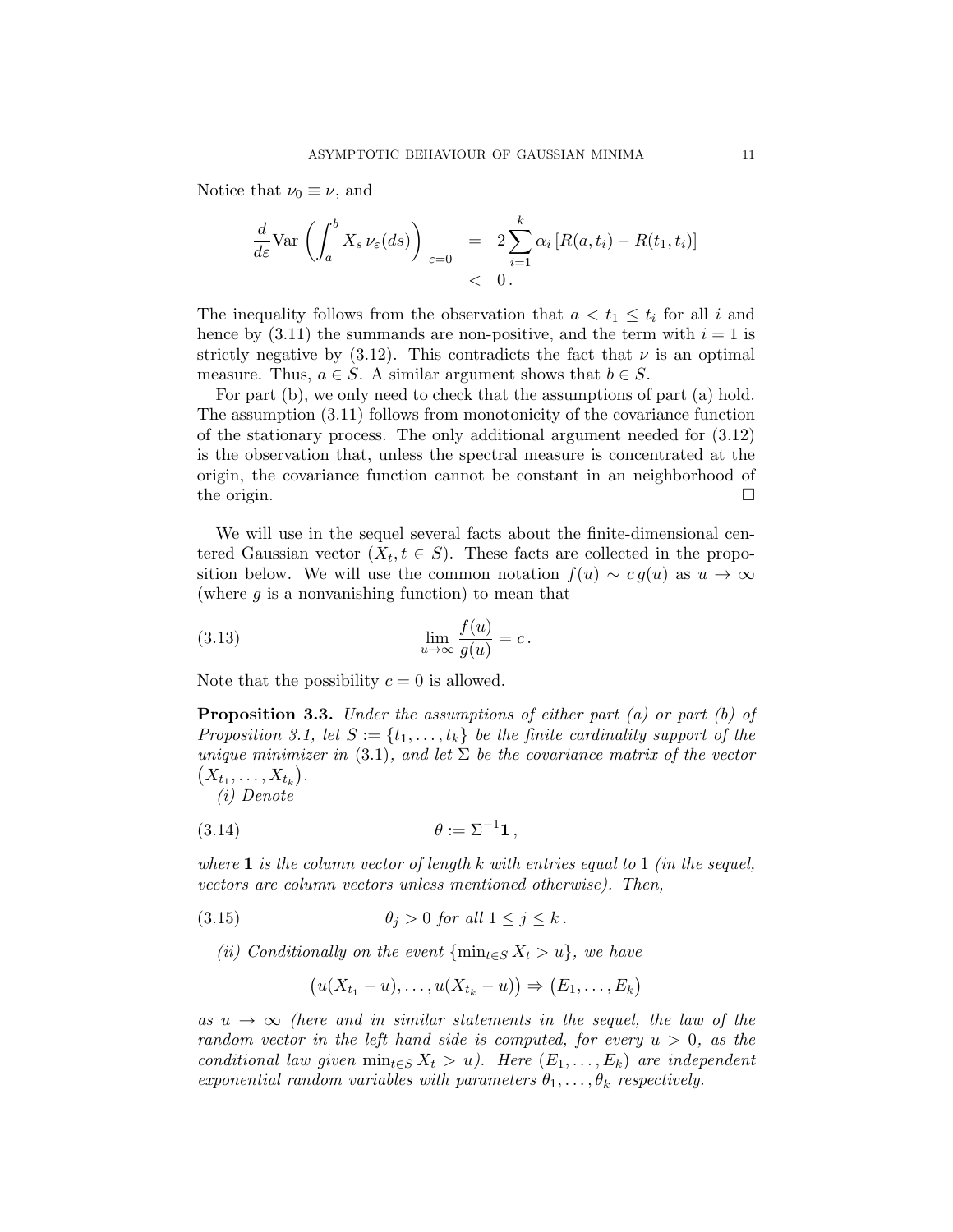Notice that $\nu_0 \equiv \nu$, and

$$
\begin{aligned}
\frac{d}{d\varepsilon} \mathrm{Var}\left( \int_a^b X_s \, \nu_\varepsilon(ds) \right) \Big|_{\varepsilon=0} &= 2 \sum_{i=1}^{k} \alpha_i \left[ R(a, t_i) - R(t_1, t_i) \right] \\
&< 0 \,.
\end{aligned}
$$

The inequality follows from the observation that $a < t_1 \leq t_i$ for all $i$ and hence by (3.11) the summands are non-positive, and the term with $i = 1$ is strictly negative by (3.12). This contradicts the fact that $\nu$ is an optimal measure. Thus, $a \in S$. A similar argument shows that $b \in S$.

For part (b), we only need to check that the assumptions of part (a) hold. The assumption (3.11) follows from monotonicity of the covariance function of the stationary process. The only additional argument needed for (3.12) is the observation that, unless the spectral measure is concentrated at the origin, the covariance function cannot be constant in an neighborhood of the origin. □

We will use in the sequel several facts about the finite-dimensional centered Gaussian vector $(X_t, t \in S)$. These facts are collected in the proposition below. We will use the common notation $f(u) \sim c \, g(u)$ as $u \to \infty$ (where $g$ is a nonvanishing function) to mean that

$$
\lim_{u \to \infty} \frac{f(u)}{g(u)} = c \,. \tag{3.13}
$$

Note that the possibility $c = 0$ is allowed.

**Proposition 3.3.** *Under the assumptions of either part (a) or part (b) of Proposition 3.1, let $S := \{t_1, \ldots, t_k\}$ be the finite cardinality support of the unique minimizer in* (3.1)*, and let $\Sigma$ be the covariance matrix of the vector $\left(X_{t_1}, \ldots, X_{t_k}\right)$.*

*(i) Denote*

$$
\theta := \Sigma^{-1} \mathbf{1} \,, \tag{3.14}
$$

*where $\mathbf{1}$ is the column vector of length $k$ with entries equal to 1 (in the sequel, vectors are column vectors unless mentioned otherwise). Then,*

$$
\theta_j > 0 \text{ for all } 1 \leq j \leq k \,. \tag{3.15}
$$

*(ii) Conditionally on the event $\{\min_{t \in S} X_t > u\}$, we have*

$$
\left( u(X_{t_1} - u), \ldots, u(X_{t_k} - u) \right) \Rightarrow \left( E_1, \ldots, E_k \right)
$$

*as $u \to \infty$ (here and in similar statements in the sequel, the law of the random vector in the left hand side is computed, for every $u > 0$, as the conditional law given $\min_{t \in S} X_t > u$). Here $(E_1, \ldots, E_k)$ are independent exponential random variables with parameters $\theta_1, \ldots, \theta_k$ respectively.*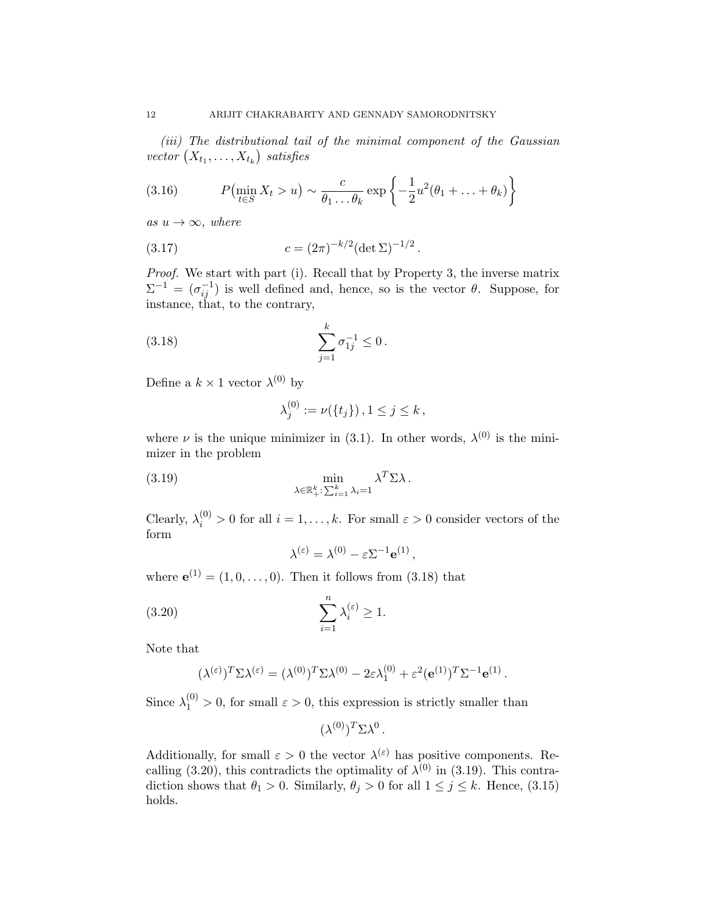*(iii) The distributional tail of the minimal component of the Gaussian vector* $(X_{t_1}, \ldots, X_{t_k})$ *satisfies*

$$P\big(\min_{t\in S} X_t > u\big) \sim \frac{c}{\theta_1 \ldots \theta_k} \exp\left\{-\frac{1}{2}u^2(\theta_1 + \ldots + \theta_k)\right\} \tag{3.16}$$

*as* $u \to \infty$*, where*

$$c = (2\pi)^{-k/2}(\det \Sigma)^{-1/2}\,. \tag{3.17}$$

*Proof.* We start with part (i). Recall that by Property 3, the inverse matrix $\Sigma^{-1} = (\sigma_{ij}^{-1})$ is well defined and, hence, so is the vector $\theta$. Suppose, for instance, that, to the contrary,

$$\sum_{j=1}^{k} \sigma_{1j}^{-1} \le 0\,. \tag{3.18}$$

Define a $k \times 1$ vector $\lambda^{(0)}$ by

$$\lambda_j^{(0)} := \nu(\{t_j\})\,, 1 \le j \le k\,,$$

where $\nu$ is the unique minimizer in (3.1). In other words, $\lambda^{(0)}$ is the minimizer in the problem

$$\min_{\lambda\in\mathbb{R}_+^k : \sum_{i=1}^k \lambda_i = 1} \lambda^T \Sigma \lambda\,. \tag{3.19}$$

Clearly, $\lambda_i^{(0)} > 0$ for all $i = 1, \ldots, k$. For small $\varepsilon > 0$ consider vectors of the form

$$\lambda^{(\varepsilon)} = \lambda^{(0)} - \varepsilon\Sigma^{-1}\mathbf{e}^{(1)}\,,$$

where $\mathbf{e}^{(1)} = (1, 0, \ldots, 0)$. Then it follows from (3.18) that

$$\sum_{i=1}^{n} \lambda_i^{(\varepsilon)} \ge 1. \tag{3.20}$$

Note that

$$(\lambda^{(\varepsilon)})^T \Sigma \lambda^{(\varepsilon)} = (\lambda^{(0)})^T \Sigma \lambda^{(0)} - 2\varepsilon\lambda_1^{(0)} + \varepsilon^2 (\mathbf{e}^{(1)})^T \Sigma^{-1} \mathbf{e}^{(1)}\,.$$

Since $\lambda_1^{(0)} > 0$, for small $\varepsilon > 0$, this expression is strictly smaller than

$$(\lambda^{(0)})^T \Sigma \lambda^0\,.$$

Additionally, for small $\varepsilon > 0$ the vector $\lambda^{(\varepsilon)}$ has positive components. Recalling (3.20), this contradicts the optimality of $\lambda^{(0)}$ in (3.19). This contradiction shows that $\theta_1 > 0$. Similarly, $\theta_j > 0$ for all $1 \le j \le k$. Hence, (3.15) holds.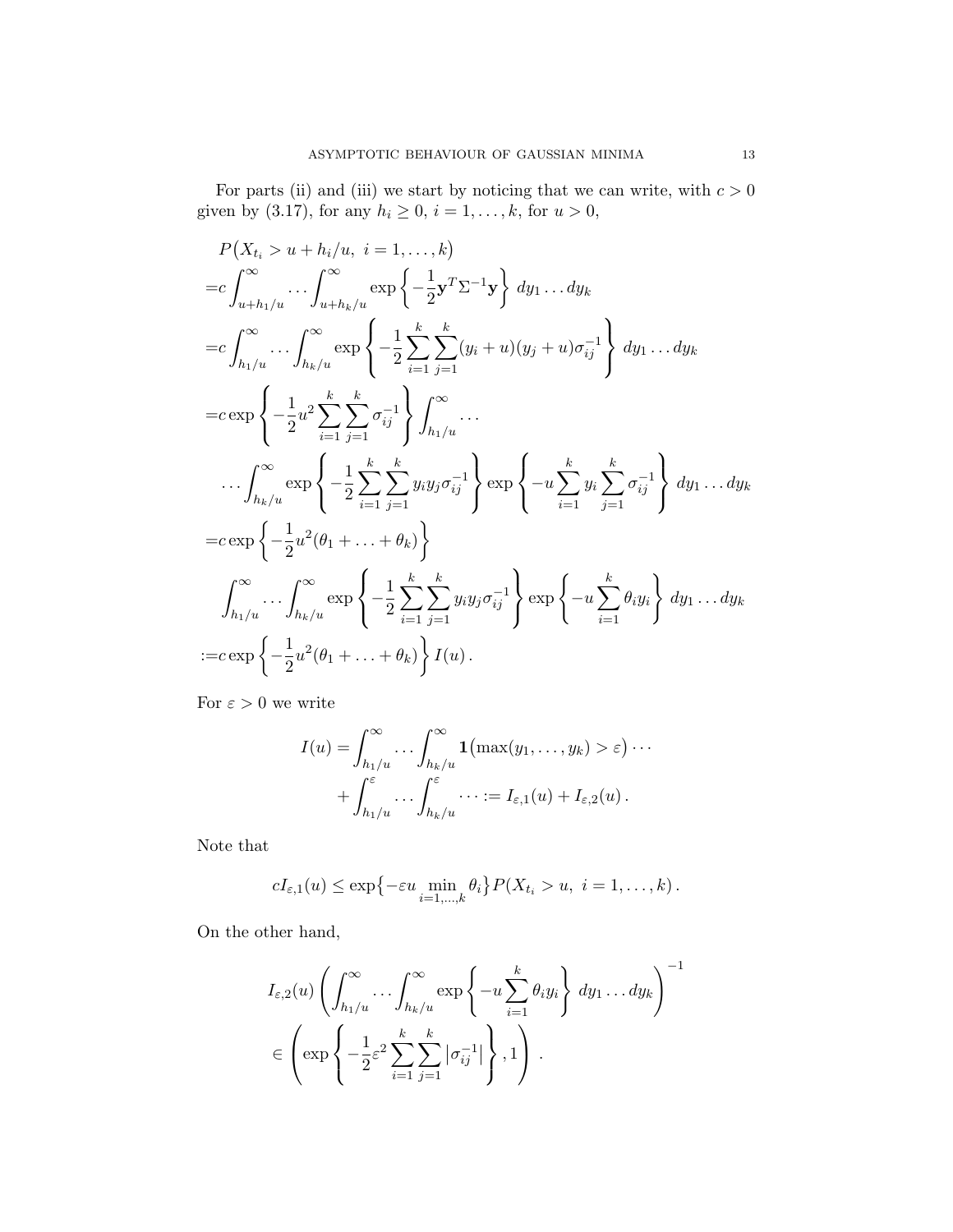For parts (ii) and (iii) we start by noticing that we can write, with $c > 0$ given by (3.17), for any $h_i \geq 0$, $i = 1, \ldots, k$, for $u > 0$,

$$
\begin{aligned}
&P\big(X_{t_i} > u + h_i/u,\ i = 1, \ldots, k\big) \\
=&c \int_{u+h_1/u}^{\infty} \cdots \int_{u+h_k/u}^{\infty} \exp\left\{-\frac{1}{2}\mathbf{y}^T \Sigma^{-1}\mathbf{y}\right\}\, dy_1 \ldots dy_k \\
=&c \int_{h_1/u}^{\infty} \cdots \int_{h_k/u}^{\infty} \exp\left\{-\frac{1}{2}\sum_{i=1}^{k}\sum_{j=1}^{k}(y_i + u)(y_j + u)\sigma_{ij}^{-1}\right\}\, dy_1 \ldots dy_k \\
=&c \exp\left\{-\frac{1}{2}u^2 \sum_{i=1}^{k}\sum_{j=1}^{k}\sigma_{ij}^{-1}\right\} \int_{h_1/u}^{\infty} \cdots \\
&\cdots \int_{h_k/u}^{\infty} \exp\left\{-\frac{1}{2}\sum_{i=1}^{k}\sum_{j=1}^{k} y_i y_j \sigma_{ij}^{-1}\right\} \exp\left\{-u\sum_{i=1}^{k} y_i \sum_{j=1}^{k}\sigma_{ij}^{-1}\right\}\, dy_1 \ldots dy_k \\
=&c \exp\left\{-\frac{1}{2}u^2(\theta_1 + \ldots + \theta_k)\right\} \\
&\int_{h_1/u}^{\infty} \cdots \int_{h_k/u}^{\infty} \exp\left\{-\frac{1}{2}\sum_{i=1}^{k}\sum_{j=1}^{k} y_i y_j \sigma_{ij}^{-1}\right\} \exp\left\{-u\sum_{i=1}^{k}\theta_i y_i\right\}\, dy_1 \ldots dy_k \\
:=&c \exp\left\{-\frac{1}{2}u^2(\theta_1 + \ldots + \theta_k)\right\} I(u)\,.
\end{aligned}
$$

For $\varepsilon > 0$ we write

$$
\begin{aligned}
I(u) = &\int_{h_1/u}^{\infty} \cdots \int_{h_k/u}^{\infty} \mathbf{1}\big(\max(y_1, \ldots, y_k) > \varepsilon\big) \cdots \\
&+ \int_{h_1/u}^{\varepsilon} \cdots \int_{h_k/u}^{\varepsilon} \cdots := I_{\varepsilon,1}(u) + I_{\varepsilon,2}(u)\,.
\end{aligned}
$$

Note that

$$
cI_{\varepsilon,1}(u) \leq \exp\big\{-\varepsilon u \min_{i=1,\ldots,k}\theta_i\big\} P(X_{t_i} > u,\ i = 1, \ldots, k)\,.
$$

On the other hand,

$$
\begin{aligned}
&I_{\varepsilon,2}(u)\left(\int_{h_1/u}^{\infty} \cdots \int_{h_k/u}^{\infty} \exp\left\{-u\sum_{i=1}^{k}\theta_i y_i\right\}\, dy_1 \ldots dy_k\right)^{-1} \\
&\in \left(\exp\left\{-\frac{1}{2}\varepsilon^2 \sum_{i=1}^{k}\sum_{j=1}^{k}\left|\sigma_{ij}^{-1}\right|\right\}, 1\right)\,.
\end{aligned}
$$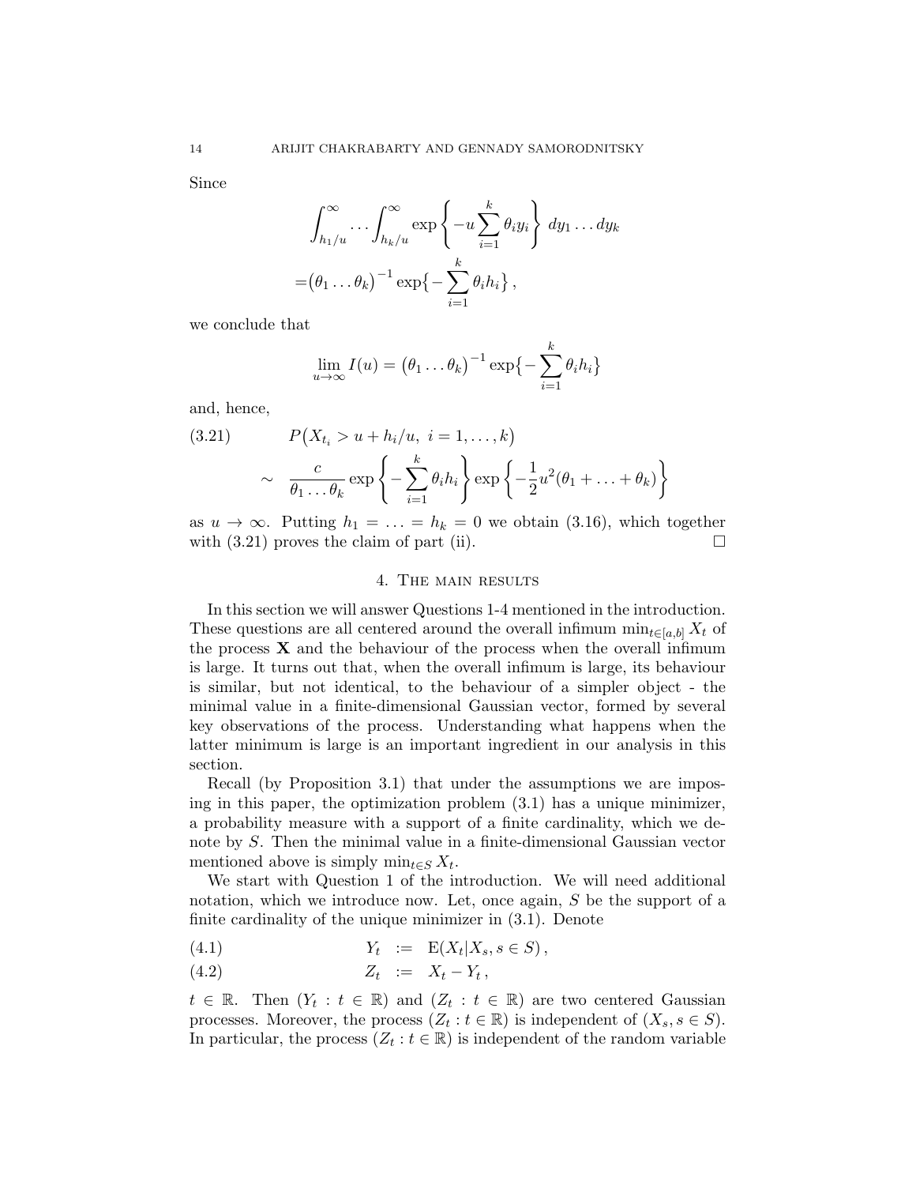Since

$$
\begin{aligned}
&\int_{h_1/u}^{\infty} \dots \int_{h_k/u}^{\infty} \exp\left\{-u \sum_{i=1}^{k} \theta_i y_i \right\} \, dy_1 \dots dy_k \\
=&\big(\theta_1 \dots \theta_k\big)^{-1} \exp\big\{-\sum_{i=1}^{k} \theta_i h_i \big\} ,
\end{aligned}
$$

we conclude that

$$
\lim_{u\to\infty} I(u) = \big(\theta_1 \dots \theta_k\big)^{-1} \exp\big\{-\sum_{i=1}^{k} \theta_i h_i \big\}
$$

and, hence,

$$
\begin{aligned}
\text{(3.21)} \qquad & P\big(X_{t_i} > u + h_i/u, \ i = 1, \dots, k\big) \\
\sim \quad & \frac{c}{\theta_1 \dots \theta_k} \exp\left\{-\sum_{i=1}^{k} \theta_i h_i \right\} \exp\left\{-\frac{1}{2} u^2 (\theta_1 + \ldots + \theta_k)\right\}
\end{aligned}
$$

as $u \to \infty$. Putting $h_1 = \ldots = h_k = 0$ we obtain (3.16), which together with (3.21) proves the claim of part (ii). $\square$

## 4. The main results

In this section we will answer Questions 1-4 mentioned in the introduction. These questions are all centered around the overall infimum $\min_{t\in[a,b]} X_t$ of the process $\mathbf{X}$ and the behaviour of the process when the overall infimum is large. It turns out that, when the overall infimum is large, its behaviour is similar, but not identical, to the behaviour of a simpler object - the minimal value in a finite-dimensional Gaussian vector, formed by several key observations of the process. Understanding what happens when the latter minimum is large is an important ingredient in our analysis in this section.

Recall (by Proposition 3.1) that under the assumptions we are imposing in this paper, the optimization problem (3.1) has a unique minimizer, a probability measure with a support of a finite cardinality, which we denote by $S$. Then the minimal value in a finite-dimensional Gaussian vector mentioned above is simply $\min_{t\in S} X_t$.

We start with Question 1 of the introduction. We will need additional notation, which we introduce now. Let, once again, $S$ be the support of a finite cardinality of the unique minimizer in (3.1). Denote

$$
\begin{aligned}
\text{(4.1)} \qquad Y_t &:= \mathrm{E}(X_t | X_s, s \in S) , \\
\text{(4.2)} \qquad Z_t &:= X_t - Y_t ,
\end{aligned}
$$

$t \in \mathbb{R}$. Then $(Y_t : t \in \mathbb{R})$ and $(Z_t : t \in \mathbb{R})$ are two centered Gaussian processes. Moreover, the process $(Z_t : t \in \mathbb{R})$ is independent of $(X_s, s \in S)$. In particular, the process $(Z_t : t \in \mathbb{R})$ is independent of the random variable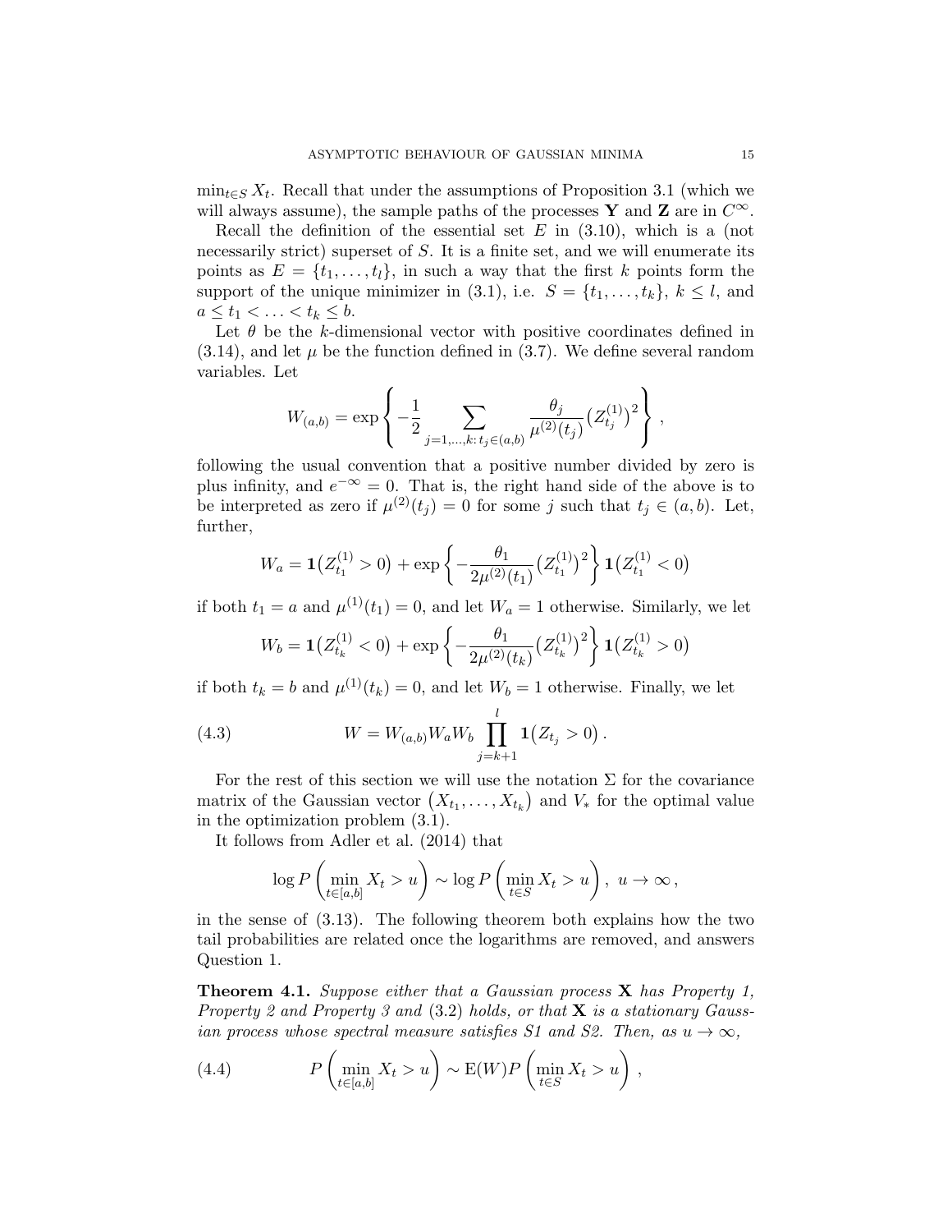$\min_{t\in S} X_t$. Recall that under the assumptions of Proposition 3.1 (which we will always assume), the sample paths of the processes $\mathbf{Y}$ and $\mathbf{Z}$ are in $C^\infty$.

Recall the definition of the essential set $E$ in (3.10), which is a (not necessarily strict) superset of $S$. It is a finite set, and we will enumerate its points as $E = \{t_1, \ldots, t_l\}$, in such a way that the first $k$ points form the support of the unique minimizer in (3.1), i.e. $S = \{t_1, \ldots, t_k\}$, $k \le l$, and $a \le t_1 < \ldots < t_k \le b$.

Let $\theta$ be the $k$-dimensional vector with positive coordinates defined in (3.14), and let $\mu$ be the function defined in (3.7). We define several random variables. Let

$$W_{(a,b)} = \exp\left\{ -\frac{1}{2} \sum_{j=1,\ldots,k:\, t_j\in(a,b)} \frac{\theta_j}{\mu^{(2)}(t_j)} \big(Z^{(1)}_{t_j}\big)^2 \right\},$$

following the usual convention that a positive number divided by zero is plus infinity, and $e^{-\infty} = 0$. That is, the right hand side of the above is to be interpreted as zero if $\mu^{(2)}(t_j) = 0$ for some $j$ such that $t_j \in (a,b)$. Let, further,

$$W_a = \mathbf{1}\big(Z^{(1)}_{t_1} > 0\big) + \exp\left\{ -\frac{\theta_1}{2\mu^{(2)}(t_1)} \big(Z^{(1)}_{t_1}\big)^2 \right\} \mathbf{1}\big(Z^{(1)}_{t_1} < 0\big)$$

if both $t_1 = a$ and $\mu^{(1)}(t_1) = 0$, and let $W_a = 1$ otherwise. Similarly, we let

$$W_b = \mathbf{1}\big(Z^{(1)}_{t_k} < 0\big) + \exp\left\{ -\frac{\theta_1}{2\mu^{(2)}(t_k)} \big(Z^{(1)}_{t_k}\big)^2 \right\} \mathbf{1}\big(Z^{(1)}_{t_k} > 0\big)$$

if both $t_k = b$ and $\mu^{(1)}(t_k) = 0$, and let $W_b = 1$ otherwise. Finally, we let

$$W = W_{(a,b)} W_a W_b \prod_{j=k+1}^{l} \mathbf{1}\big(Z_{t_j} > 0\big). \tag{4.3}$$

For the rest of this section we will use the notation $\Sigma$ for the covariance matrix of the Gaussian vector $\big(X_{t_1}, \ldots, X_{t_k}\big)$ and $V_*$ for the optimal value in the optimization problem (3.1).

It follows from Adler et al. (2014) that

$$\log P\left(\min_{t\in[a,b]} X_t > u\right) \sim \log P\left(\min_{t\in S} X_t > u\right),\ u\to\infty,$$

in the sense of (3.13). The following theorem both explains how the two tail probabilities are related once the logarithms are removed, and answers Question 1.

**Theorem 4.1.** *Suppose either that a Gaussian process $\mathbf{X}$ has Property 1, Property 2 and Property 3 and (3.2) holds, or that $\mathbf{X}$ is a stationary Gaussian process whose spectral measure satisfies S1 and S2. Then, as $u \to \infty$,*

$$P\left(\min_{t\in[a,b]} X_t > u\right) \sim \mathrm{E}(W) P\left(\min_{t\in S} X_t > u\right), \tag{4.4}$$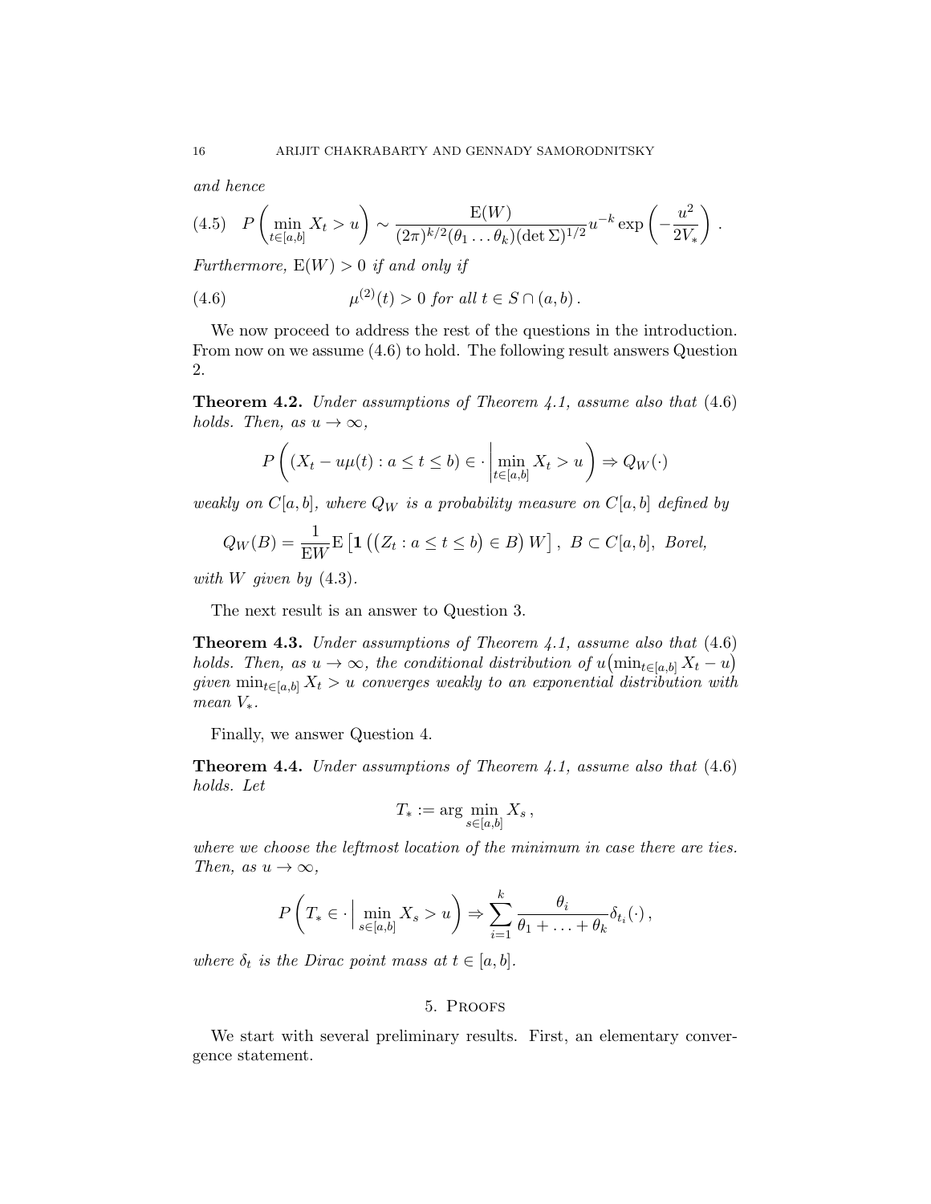*and hence*

$$
P\left(\min_{t\in[a,b]} X_t > u\right) \sim \frac{\mathrm{E}(W)}{(2\pi)^{k/2}(\theta_1 \ldots \theta_k)(\det \Sigma)^{1/2}} u^{-k} \exp\left(-\frac{u^2}{2V_*}\right). \tag{4.5}
$$

*Furthermore,* $\mathrm{E}(W) > 0$ *if and only if*

$$
\mu^{(2)}(t) > 0 \text{ for all } t \in S \cap (a,b). \tag{4.6}
$$

We now proceed to address the rest of the questions in the introduction. From now on we assume (4.6) to hold. The following result answers Question 2.

**Theorem 4.2.** *Under assumptions of Theorem 4.1, assume also that* (4.6) *holds. Then, as* $u \to \infty$,

$$
P\left( (X_t - u\mu(t) : a \le t \le b) \in \cdot \,\middle|\, \min_{t\in[a,b]} X_t > u \right) \Rightarrow Q_W(\cdot)
$$

*weakly on* $C[a,b]$*, where* $Q_W$ *is a probability measure on* $C[a,b]$ *defined by*

$$
Q_W(B) = \frac{1}{\mathrm{E}W} \mathrm{E}\left[ \mathbf{1}\left( \big(Z_t : a \le t \le b\big) \in B \right) W \right], \; B \subset C[a,b], \text{ Borel,}
$$

*with* $W$ *given by* (4.3).

The next result is an answer to Question 3.

**Theorem 4.3.** *Under assumptions of Theorem 4.1, assume also that* (4.6) *holds. Then, as* $u \to \infty$*, the conditional distribution of* $u\big(\min_{t\in[a,b]} X_t - u\big)$ *given* $\min_{t\in[a,b]} X_t > u$ *converges weakly to an exponential distribution with mean* $V_*$.

Finally, we answer Question 4.

**Theorem 4.4.** *Under assumptions of Theorem 4.1, assume also that* (4.6) *holds. Let*

$$
T_* := \arg\min_{s\in[a,b]} X_s ,
$$

*where we choose the leftmost location of the minimum in case there are ties. Then, as* $u \to \infty$,

$$
P\left( T_* \in \cdot \,\middle|\, \min_{s\in[a,b]} X_s > u \right) \Rightarrow \sum_{i=1}^{k} \frac{\theta_i}{\theta_1 + \ldots + \theta_k} \delta_{t_i}(\cdot) ,
$$

*where* $\delta_t$ *is the Dirac point mass at* $t \in [a,b]$.

## 5. Proofs

We start with several preliminary results. First, an elementary convergence statement.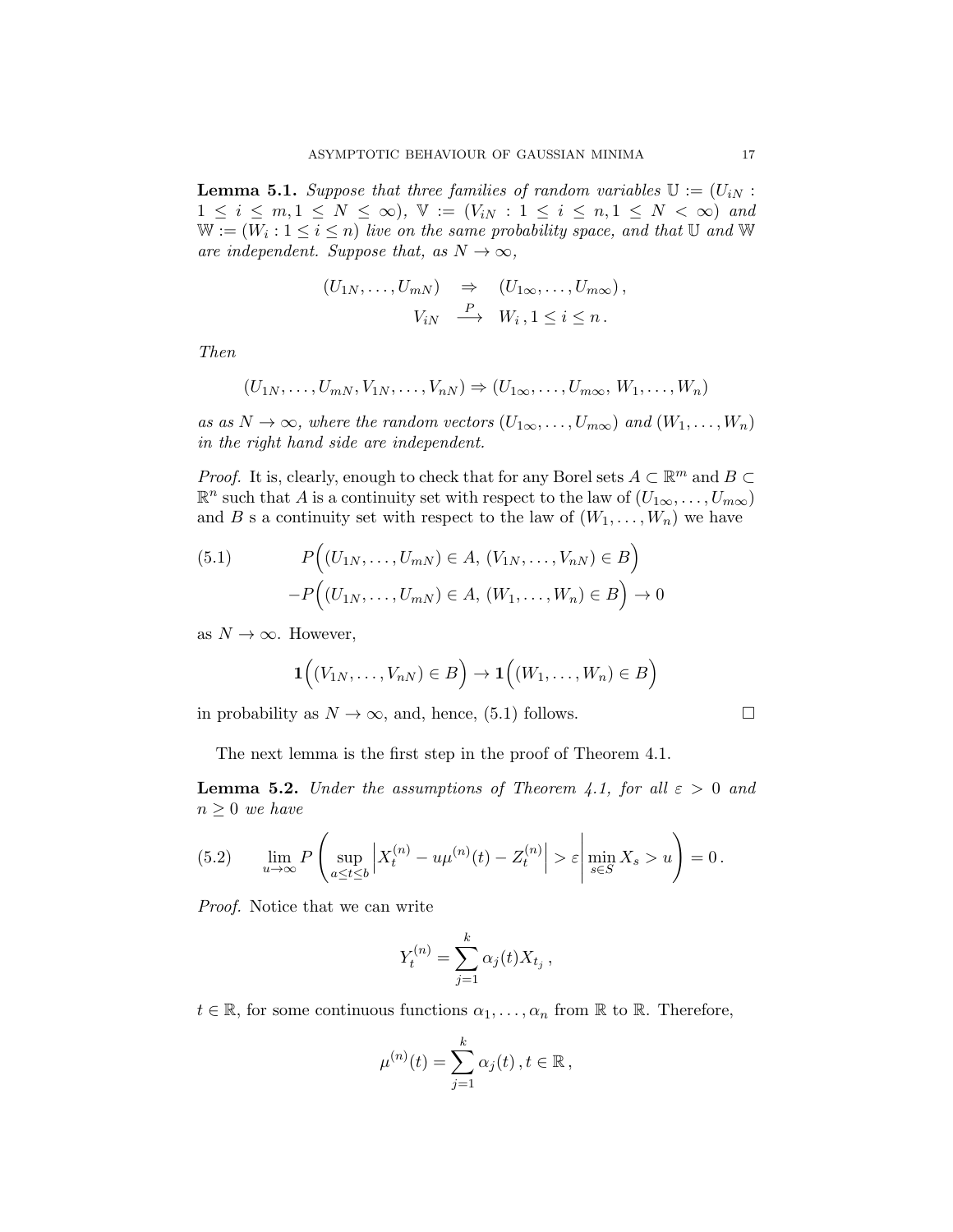**Lemma 5.1.** *Suppose that three families of random variables $\mathbb{U} := (U_{iN} : 1 \le i \le m, 1 \le N \le \infty)$, $\mathbb{V} := (V_{iN} : 1 \le i \le n, 1 \le N < \infty)$ and $\mathbb{W} := (W_i : 1 \le i \le n)$ live on the same probability space, and that $\mathbb{U}$ and $\mathbb{W}$ are independent. Suppose that, as $N \to \infty$,*

$$
\begin{aligned}
(U_{1N}, \dots, U_{mN}) \quad &\Rightarrow \quad (U_{1\infty}, \dots, U_{m\infty}) \,, \\
V_{iN} \quad &\xrightarrow{P} \quad W_i \,, 1 \le i \le n \,.
\end{aligned}
$$

*Then*

$$
(U_{1N}, \dots, U_{mN}, V_{1N}, \dots, V_{nN}) \Rightarrow (U_{1\infty}, \dots, U_{m\infty}, W_1, \dots, W_n)
$$

*as as $N \to \infty$, where the random vectors $(U_{1\infty}, \dots, U_{m\infty})$ and $(W_1, \dots, W_n)$ in the right hand side are independent.*

*Proof.* It is, clearly, enough to check that for any Borel sets $A \subset \mathbb{R}^m$ and $B \subset \mathbb{R}^n$ such that $A$ is a continuity set with respect to the law of $(U_{1\infty}, \dots, U_{m\infty})$ and $B$ s a continuity set with respect to the law of $(W_1, \dots, W_n)$ we have

$$
\begin{aligned}
(5.1) \qquad & P\Big( (U_{1N}, \dots, U_{mN}) \in A, \, (V_{1N}, \dots, V_{nN}) \in B \Big) \\
& - P\Big( (U_{1N}, \dots, U_{mN}) \in A, \, (W_1, \dots, W_n) \in B \Big) \to 0
\end{aligned}
$$

as $N \to \infty$. However,

$$
\mathbf{1}\Big( (V_{1N}, \dots, V_{nN}) \in B \Big) \to \mathbf{1}\Big( (W_1, \dots, W_n) \in B \Big)
$$

in probability as $N \to \infty$, and, hence, (5.1) follows. $\square$

The next lemma is the first step in the proof of Theorem 4.1.

**Lemma 5.2.** *Under the assumptions of Theorem 4.1, for all $\varepsilon > 0$ and $n \ge 0$ we have*

$$
(5.2) \qquad \lim_{u \to \infty} P\left( \sup_{a \le t \le b} \left| X_t^{(n)} - u\mu^{(n)}(t) - Z_t^{(n)} \right| > \varepsilon \,\middle|\, \min_{s \in S} X_s > u \right) = 0 \,.
$$

*Proof.* Notice that we can write

$$
Y_t^{(n)} = \sum_{j=1}^{k} \alpha_j(t) X_{t_j} \,,
$$

$t \in \mathbb{R}$, for some continuous functions $\alpha_1, \dots, \alpha_n$ from $\mathbb{R}$ to $\mathbb{R}$. Therefore,

$$
\mu^{(n)}(t) = \sum_{j=1}^{k} \alpha_j(t) \,, t \in \mathbb{R} \,,
$$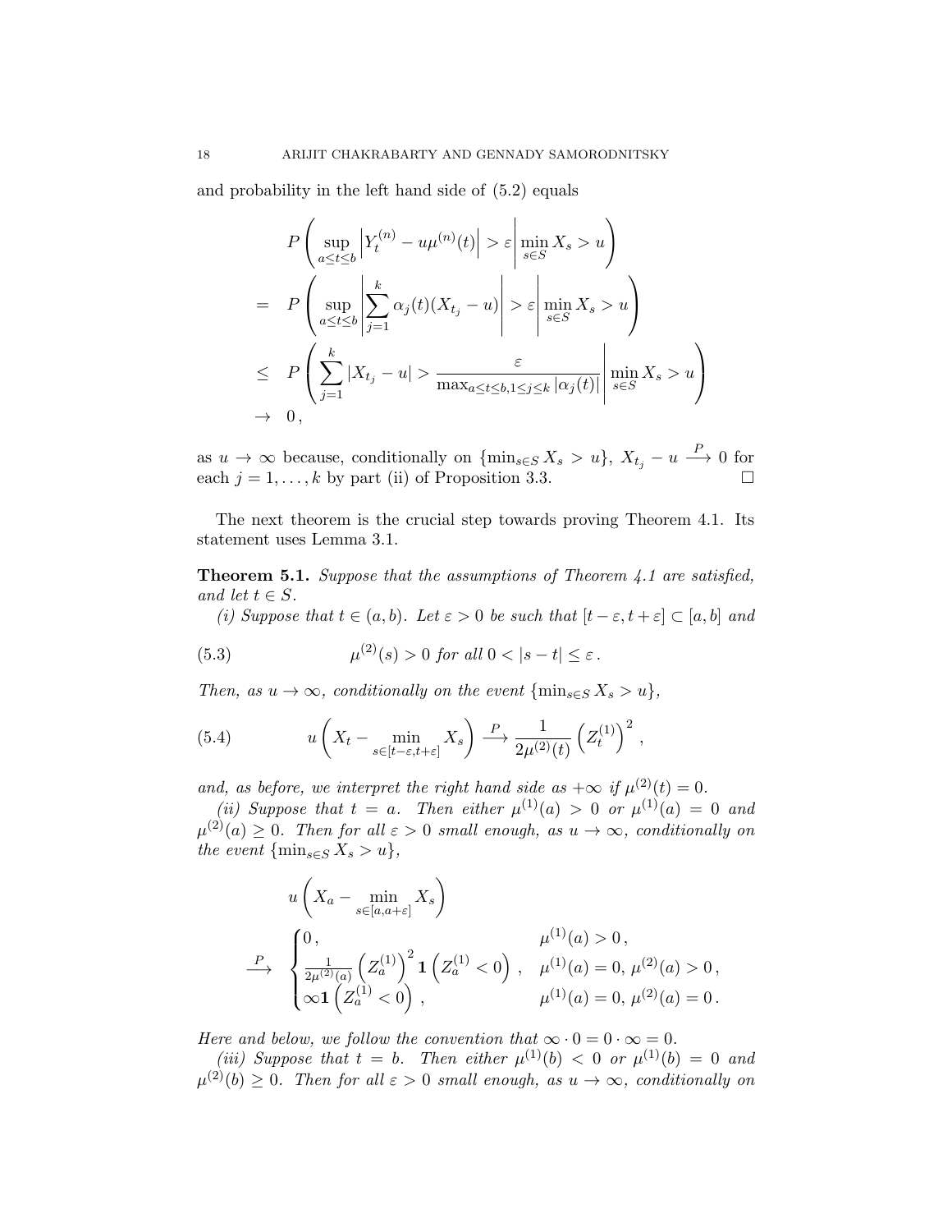and probability in the left hand side of (5.2) equals

$$
\begin{aligned}
& P\left(\sup_{a\le t\le b}\left|Y_t^{(n)} - u\mu^{(n)}(t)\right| > \varepsilon \,\middle|\, \min_{s\in S} X_s > u\right) \\
= \; & P\left(\sup_{a\le t\le b}\left|\sum_{j=1}^k \alpha_j(t)(X_{t_j} - u)\right| > \varepsilon \,\middle|\, \min_{s\in S} X_s > u\right) \\
\le \; & P\left(\sum_{j=1}^k |X_{t_j} - u| > \frac{\varepsilon}{\max_{a\le t\le b, 1\le j\le k} |\alpha_j(t)|} \,\middle|\, \min_{s\in S} X_s > u\right) \\
\to \; & 0\,,
\end{aligned}
$$

as $u\to\infty$ because, conditionally on $\{\min_{s\in S} X_s > u\}$, $X_{t_j} - u \xrightarrow{P} 0$ for each $j = 1,\dots,k$ by part (ii) of Proposition 3.3. □

The next theorem is the crucial step towards proving Theorem 4.1. Its statement uses Lemma 3.1.

**Theorem 5.1.** *Suppose that the assumptions of Theorem 4.1 are satisfied, and let $t\in S$.*

*(i) Suppose that $t\in(a,b)$. Let $\varepsilon > 0$ be such that $[t-\varepsilon, t+\varepsilon]\subset[a,b]$ and*

$$
\mu^{(2)}(s) > 0 \text{ for all } 0 < |s-t| \le \varepsilon\,. \tag{5.3}
$$

*Then, as $u\to\infty$, conditionally on the event $\{\min_{s\in S} X_s > u\}$,*

$$
u\left(X_t - \min_{s\in[t-\varepsilon,t+\varepsilon]} X_s\right) \xrightarrow{P} \frac{1}{2\mu^{(2)}(t)}\left(Z_t^{(1)}\right)^2\,, \tag{5.4}
$$

*and, as before, we interpret the right hand side as $+\infty$ if $\mu^{(2)}(t) = 0$.*

*(ii) Suppose that $t = a$. Then either $\mu^{(1)}(a) > 0$ or $\mu^{(1)}(a) = 0$ and $\mu^{(2)}(a)\ge 0$. Then for all $\varepsilon > 0$ small enough, as $u\to\infty$, conditionally on the event $\{\min_{s\in S} X_s > u\}$,*

$$
u\left(X_a - \min_{s\in[a,a+\varepsilon]} X_s\right) \xrightarrow{P} \begin{cases} 0\,, & \mu^{(1)}(a) > 0\,, \\ \frac{1}{2\mu^{(2)}(a)}\left(Z_a^{(1)}\right)^2 \mathbf{1}\left(Z_a^{(1)} < 0\right)\,, & \mu^{(1)}(a) = 0,\ \mu^{(2)}(a) > 0\,, \\ \infty\mathbf{1}\left(Z_a^{(1)} < 0\right)\,, & \mu^{(1)}(a) = 0,\ \mu^{(2)}(a) = 0\,. \end{cases}
$$

*Here and below, we follow the convention that $\infty\cdot 0 = 0\cdot\infty = 0$.*

*(iii) Suppose that $t = b$. Then either $\mu^{(1)}(b) < 0$ or $\mu^{(1)}(b) = 0$ and $\mu^{(2)}(b)\ge 0$. Then for all $\varepsilon > 0$ small enough, as $u\to\infty$, conditionally on*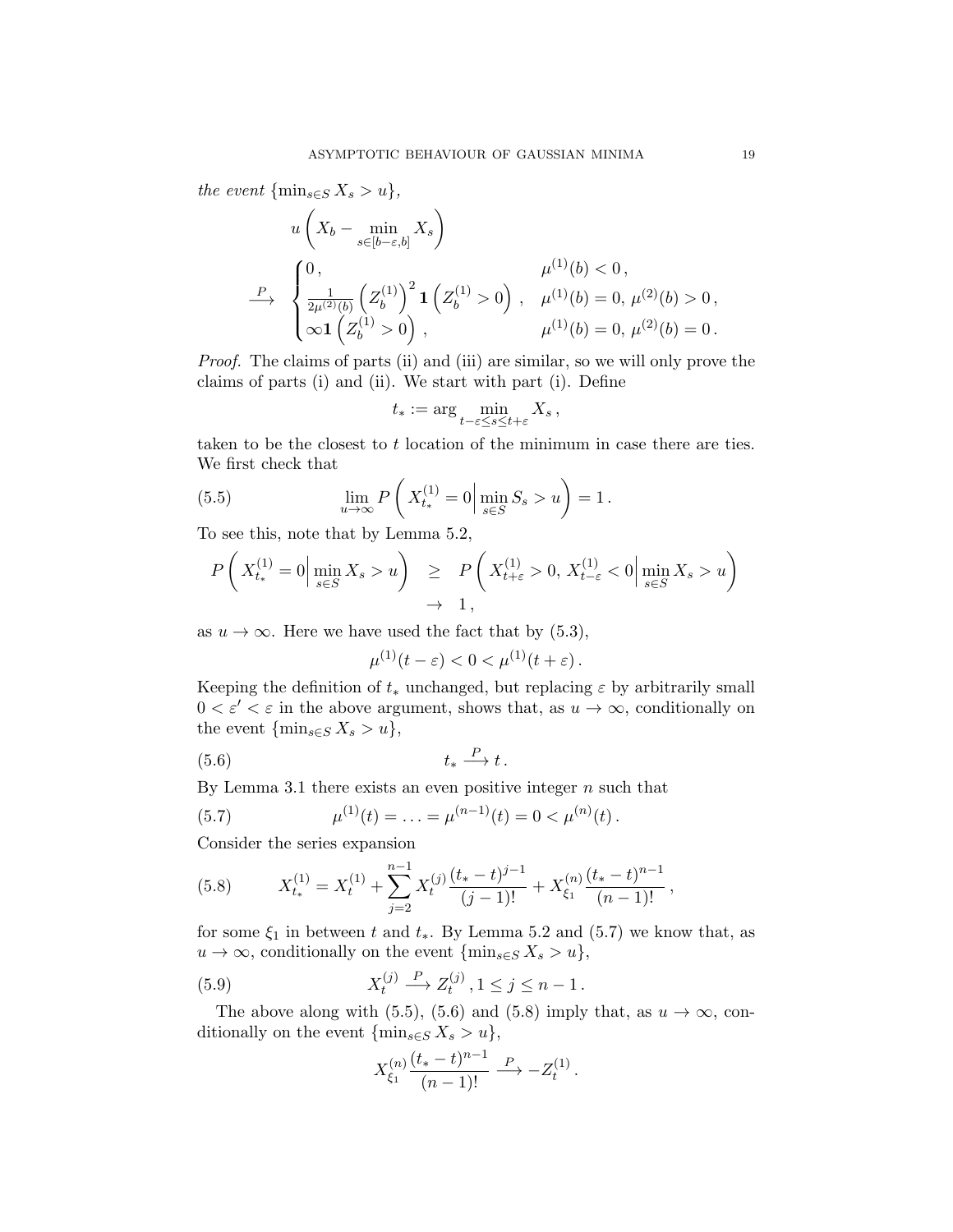*the event* $\{\min_{s\in S} X_s > u\}$,

$$
\begin{aligned}
& u\left(X_b - \min_{s\in[b-\varepsilon,b]} X_s\right) \\
& \xrightarrow{P} \begin{cases} 0\,, & \mu^{(1)}(b) < 0\,, \\ \frac{1}{2\mu^{(2)}(b)}\left(Z_b^{(1)}\right)^2 \mathbf{1}\left(Z_b^{(1)} > 0\right)\,, & \mu^{(1)}(b) = 0,\, \mu^{(2)}(b) > 0\,, \\ \infty \mathbf{1}\left(Z_b^{(1)} > 0\right)\,, & \mu^{(1)}(b) = 0,\, \mu^{(2)}(b) = 0\,. \end{cases}
\end{aligned}
$$

*Proof.* The claims of parts (ii) and (iii) are similar, so we will only prove the claims of parts (i) and (ii). We start with part (i). Define

$$
t_* := \arg \min_{t-\varepsilon \le s \le t+\varepsilon} X_s\,,
$$

taken to be the closest to $t$ location of the minimum in case there are ties. We first check that

$$
\lim_{u\to\infty} P\left(X_{t_*}^{(1)} = 0 \Big| \min_{s\in S} S_s > u\right) = 1\,. \tag{5.5}
$$

To see this, note that by Lemma 5.2,

$$
\begin{aligned}
P\left(X_{t_*}^{(1)} = 0 \Big| \min_{s\in S} X_s > u\right) &\ge P\left(X_{t+\varepsilon}^{(1)} > 0,\, X_{t-\varepsilon}^{(1)} < 0 \Big| \min_{s\in S} X_s > u\right) \\
&\to 1\,,
\end{aligned}
$$

as $u \to \infty$. Here we have used the fact that by (5.3),

$$
\mu^{(1)}(t-\varepsilon) < 0 < \mu^{(1)}(t+\varepsilon)\,.
$$

Keeping the definition of $t_*$ unchanged, but replacing $\varepsilon$ by arbitrarily small $0 < \varepsilon' < \varepsilon$ in the above argument, shows that, as $u \to \infty$, conditionally on the event $\{\min_{s\in S} X_s > u\}$,

$$
t_* \xrightarrow{P} t\,. \tag{5.6}
$$

By Lemma 3.1 there exists an even positive integer $n$ such that

$$
\mu^{(1)}(t) = \ldots = \mu^{(n-1)}(t) = 0 < \mu^{(n)}(t)\,. \tag{5.7}
$$

Consider the series expansion

$$
X_{t_*}^{(1)} = X_t^{(1)} + \sum_{j=2}^{n-1} X_t^{(j)} \frac{(t_* - t)^{j-1}}{(j-1)!} + X_{\xi_1}^{(n)} \frac{(t_* - t)^{n-1}}{(n-1)!}\,, \tag{5.8}
$$

for some $\xi_1$ in between $t$ and $t_*$. By Lemma 5.2 and (5.7) we know that, as $u \to \infty$, conditionally on the event $\{\min_{s\in S} X_s > u\}$,

$$
X_t^{(j)} \xrightarrow{P} Z_t^{(j)}\,, 1 \le j \le n-1\,. \tag{5.9}
$$

The above along with (5.5), (5.6) and (5.8) imply that, as $u \to \infty$, conditionally on the event $\{\min_{s\in S} X_s > u\}$,

$$
X_{\xi_1}^{(n)} \frac{(t_* - t)^{n-1}}{(n-1)!} \xrightarrow{P} -Z_t^{(1)}\,.
$$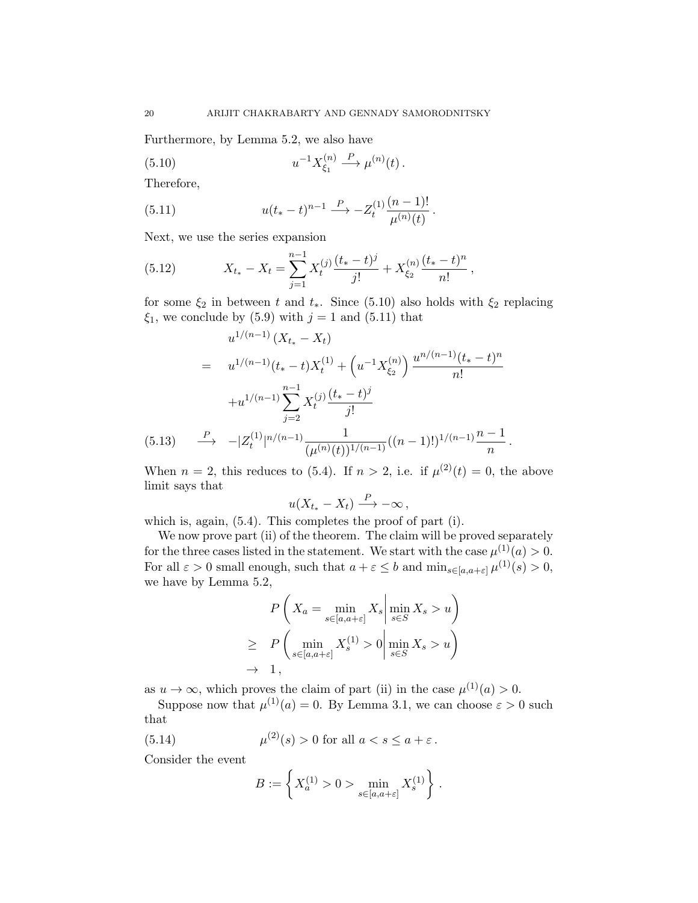Furthermore, by Lemma 5.2, we also have

$$u^{-1}X^{(n)}_{\xi_1} \xrightarrow{P} \mu^{(n)}(t)\,. \tag{5.10}$$

Therefore,

$$u(t_*-t)^{n-1} \xrightarrow{P} -Z^{(1)}_t\frac{(n-1)!}{\mu^{(n)}(t)}\,. \tag{5.11}$$

Next, we use the series expansion

$$X_{t_*}-X_t=\sum_{j=1}^{n-1}X^{(j)}_t\frac{(t_*-t)^j}{j!}+X^{(n)}_{\xi_2}\frac{(t_*-t)^n}{n!}\,, \tag{5.12}$$

for some $\xi_2$ in between $t$ and $t_*$. Since (5.10) also holds with $\xi_2$ replacing $\xi_1$, we conclude by (5.9) with $j=1$ and (5.11) that

$$\begin{aligned}
& u^{1/(n-1)}\left(X_{t_*}-X_t\right) \\
= \quad & u^{1/(n-1)}(t_*-t)X^{(1)}_t+\left(u^{-1}X^{(n)}_{\xi_2}\right)\frac{u^{n/(n-1)}(t_*-t)^n}{n!} \\
& +u^{1/(n-1)}\sum_{j=2}^{n-1}X^{(j)}_t\frac{(t_*-t)^j}{j!} \\
\xrightarrow{P} \quad & -|Z^{(1)}_t|^{n/(n-1)}\frac{1}{(\mu^{(n)}(t))^{1/(n-1)}}((n-1)!)^{1/(n-1)}\frac{n-1}{n}\,.
\end{aligned} \tag{5.13}$$

When $n=2$, this reduces to (5.4). If $n>2$, i.e. if $\mu^{(2)}(t)=0$, the above limit says that

$$u(X_{t_*}-X_t) \xrightarrow{P} -\infty\,,$$

which is, again, (5.4). This completes the proof of part (i).

We now prove part (ii) of the theorem. The claim will be proved separately for the three cases listed in the statement. We start with the case $\mu^{(1)}(a)>0$. For all $\varepsilon>0$ small enough, such that $a+\varepsilon\le b$ and $\min_{s\in[a,a+\varepsilon]}\mu^{(1)}(s)>0$, we have by Lemma 5.2,

$$\begin{aligned}
& P\left(X_a=\min_{s\in[a,a+\varepsilon]}X_s\,\middle|\,\min_{s\in S}X_s>u\right) \\
\ge \quad & P\left(\min_{s\in[a,a+\varepsilon]}X^{(1)}_s>0\,\middle|\,\min_{s\in S}X_s>u\right) \\
\to \quad & 1\,,
\end{aligned}$$

as $u\to\infty$, which proves the claim of part (ii) in the case $\mu^{(1)}(a)>0$.

Suppose now that $\mu^{(1)}(a)=0$. By Lemma 3.1, we can choose $\varepsilon>0$ such that

$$\mu^{(2)}(s)>0 \text{ for all } a<s\le a+\varepsilon\,. \tag{5.14}$$

Consider the event

$$B:=\left\{X^{(1)}_a>0>\min_{s\in[a,a+\varepsilon]}X^{(1)}_s\right\}\,.$$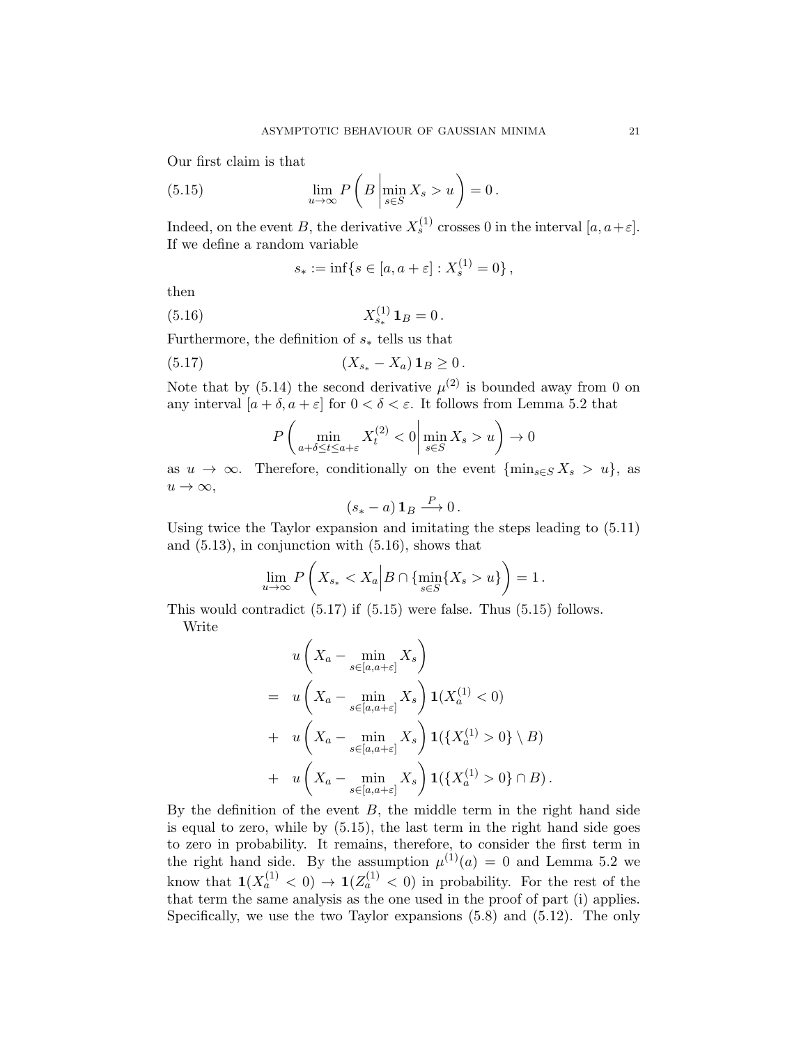Our first claim is that

$$\lim_{u\to\infty} P\left(B \,\middle|\, \min_{s\in S} X_s > u\right) = 0\,. \tag{5.15}$$

Indeed, on the event $B$, the derivative $X_s^{(1)}$ crosses 0 in the interval $[a, a+\varepsilon]$. If we define a random variable

$$s_* := \inf\{s \in [a, a+\varepsilon] : X_s^{(1)} = 0\}\,,$$

then

$$X_{s_*}^{(1)}\,\mathbf{1}_B = 0\,. \tag{5.16}$$

Furthermore, the definition of $s_*$ tells us that

$$(X_{s_*} - X_a)\,\mathbf{1}_B \geq 0\,. \tag{5.17}$$

Note that by (5.14) the second derivative $\mu^{(2)}$ is bounded away from 0 on any interval $[a+\delta, a+\varepsilon]$ for $0 < \delta < \varepsilon$. It follows from Lemma 5.2 that

$$P\left(\min_{a+\delta\leq t\leq a+\varepsilon} X_t^{(2)} < 0 \,\middle|\, \min_{s\in S} X_s > u\right) \to 0$$

as $u \to \infty$. Therefore, conditionally on the event $\{\min_{s\in S} X_s > u\}$, as $u \to \infty$,

$$(s_* - a)\,\mathbf{1}_B \xrightarrow{P} 0\,.$$

Using twice the Taylor expansion and imitating the steps leading to (5.11) and (5.13), in conjunction with (5.16), shows that

$$\lim_{u\to\infty} P\left(X_{s_*} < X_a \,\middle|\, B \cap \{\min_{s\in S}\{X_s > u\}\right) = 1\,.$$

This would contradict (5.17) if (5.15) were false. Thus (5.15) follows.

Write

$$\begin{aligned}
& u\left(X_a - \min_{s\in[a,a+\varepsilon]} X_s\right) \\
= \;& u\left(X_a - \min_{s\in[a,a+\varepsilon]} X_s\right)\mathbf{1}(X_a^{(1)} < 0) \\
+ \;& u\left(X_a - \min_{s\in[a,a+\varepsilon]} X_s\right)\mathbf{1}(\{X_a^{(1)} > 0\} \setminus B) \\
+ \;& u\left(X_a - \min_{s\in[a,a+\varepsilon]} X_s\right)\mathbf{1}(\{X_a^{(1)} > 0\} \cap B)\,.
\end{aligned}$$

By the definition of the event $B$, the middle term in the right hand side is equal to zero, while by (5.15), the last term in the right hand side goes to zero in probability. It remains, therefore, to consider the first term in the right hand side. By the assumption $\mu^{(1)}(a) = 0$ and Lemma 5.2 we know that $\mathbf{1}(X_a^{(1)} < 0) \to \mathbf{1}(Z_a^{(1)} < 0)$ in probability. For the rest of the that term the same analysis as the one used in the proof of part (i) applies. Specifically, we use the two Taylor expansions (5.8) and (5.12). The only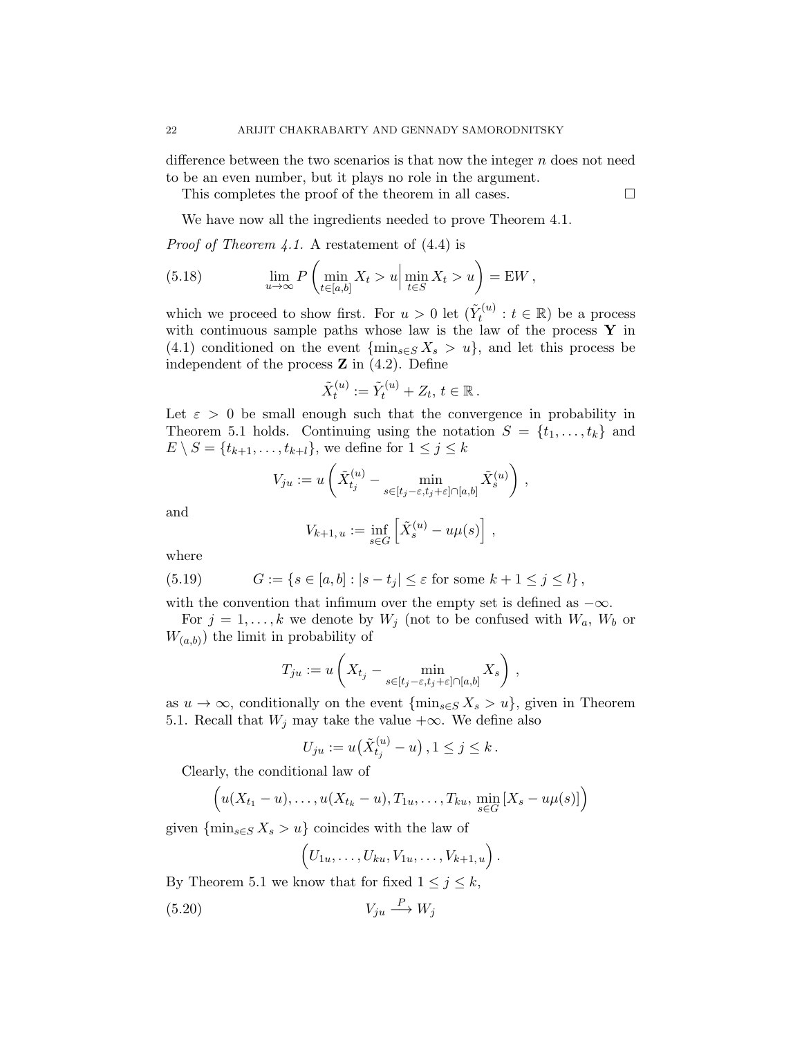difference between the two scenarios is that now the integer $n$ does not need to be an even number, but it plays no role in the argument.

This completes the proof of the theorem in all cases. $\square$

We have now all the ingredients needed to prove Theorem 4.1.

*Proof of Theorem 4.1.* A restatement of (4.4) is

$$\lim_{u\to\infty} P\left(\min_{t\in[a,b]} X_t > u \Big| \min_{t\in S} X_t > u\right) = \mathrm{E}W\,, \tag{5.18}$$

which we proceed to show first. For $u > 0$ let $(\tilde{Y}_t^{(u)} : t \in \mathbb{R})$ be a process with continuous sample paths whose law is the law of the process $\mathbf{Y}$ in (4.1) conditioned on the event $\{\min_{s\in S} X_s > u\}$, and let this process be independent of the process $\mathbf{Z}$ in (4.2). Define

$$\tilde{X}_t^{(u)} := \tilde{Y}_t^{(u)} + Z_t,\, t \in \mathbb{R}\,.$$

Let $\varepsilon > 0$ be small enough such that the convergence in probability in Theorem 5.1 holds. Continuing using the notation $S = \{t_1, \ldots, t_k\}$ and $E \setminus S = \{t_{k+1}, \ldots, t_{k+l}\}$, we define for $1 \le j \le k$

$$V_{ju} := u\left(\tilde{X}_{t_j}^{(u)} - \min_{s\in[t_j-\varepsilon, t_j+\varepsilon]\cap[a,b]} \tilde{X}_s^{(u)}\right)\,,$$

and

$$V_{k+1,\,u} := \inf_{s\in G}\left[\tilde{X}_s^{(u)} - u\mu(s)\right]\,,$$

where

$$G := \{s \in [a,b] : |s - t_j| \le \varepsilon \text{ for some } k+1 \le j \le l\}\,, \tag{5.19}$$

with the convention that infimum over the empty set is defined as $-\infty$.

For $j = 1, \ldots, k$ we denote by $W_j$ (not to be confused with $W_a$, $W_b$ or $W_{(a,b)}$) the limit in probability of

$$T_{ju} := u\left(X_{t_j} - \min_{s\in[t_j-\varepsilon, t_j+\varepsilon]\cap[a,b]} X_s\right)\,,$$

as $u \to \infty$, conditionally on the event $\{\min_{s\in S} X_s > u\}$, given in Theorem 5.1. Recall that $W_j$ may take the value $+\infty$. We define also

$$U_{ju} := u\big(\tilde{X}_{t_j}^{(u)} - u\big)\,, 1 \le j \le k\,.$$

Clearly, the conditional law of

$$\Big(u(X_{t_1} - u), \ldots, u(X_{t_k} - u), T_{1u}, \ldots, T_{ku}, \min_{s\in G}\left[X_s - u\mu(s)\right]\Big)$$

given $\{\min_{s\in S} X_s > u\}$ coincides with the law of

$$\Big(U_{1u}, \ldots, U_{ku}, V_{1u}, \ldots, V_{k+1,\,u}\Big)\,.$$

By Theorem 5.1 we know that for fixed $1 \le j \le k$,

$$V_{ju} \xrightarrow{P} W_j \tag{5.20}$$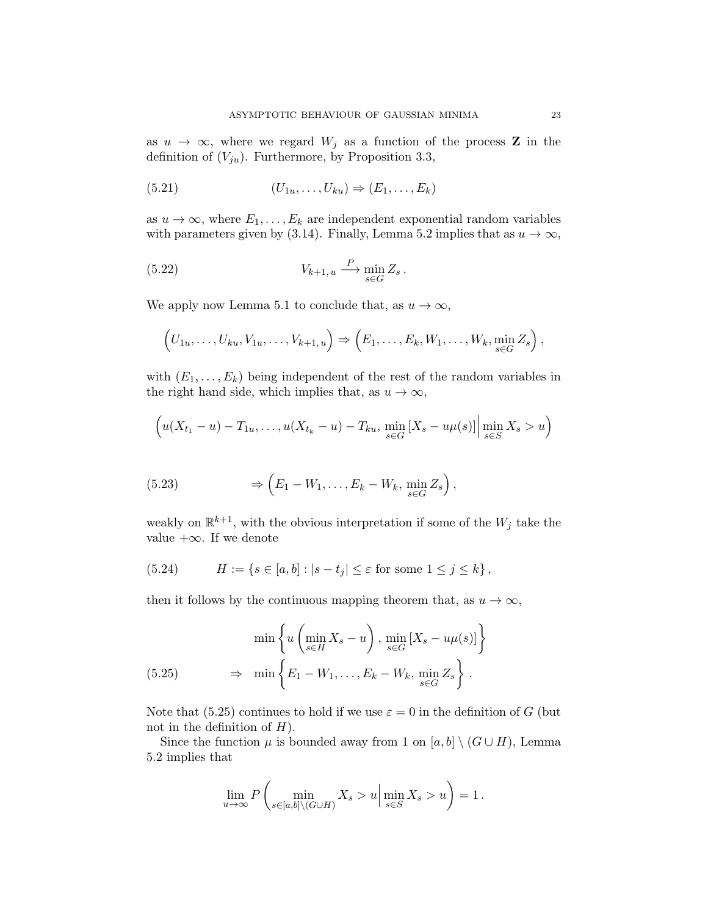as $u \to \infty$, where we regard $W_j$ as a function of the process $\mathbf{Z}$ in the definition of $(V_{ju})$. Furthermore, by Proposition 3.3,

$$(U_{1u}, \ldots, U_{ku}) \Rightarrow (E_1, \ldots, E_k) \tag{5.21}$$

as $u \to \infty$, where $E_1, \ldots, E_k$ are independent exponential random variables with parameters given by (3.14). Finally, Lemma 5.2 implies that as $u \to \infty$,

$$V_{k+1,\,u} \xrightarrow{P} \min_{s \in G} Z_s \,. \tag{5.22}$$

We apply now Lemma 5.1 to conclude that, as $u \to \infty$,

$$\Big(U_{1u}, \ldots, U_{ku}, V_{1u}, \ldots, V_{k+1,\,u}\Big) \Rightarrow \Big(E_1, \ldots, E_k, W_1, \ldots, W_k, \min_{s \in G} Z_s\Big) \,,$$

with $(E_1, \ldots, E_k)$ being independent of the rest of the random variables in the right hand side, which implies that, as $u \to \infty$,

$$\Big(u(X_{t_1} - u) - T_{1u}, \ldots, u(X_{t_k} - u) - T_{ku}, \min_{s \in G} \left[X_s - u\mu(s)\right] \Big| \min_{s \in S} X_s > u\Big)$$

$$\Rightarrow \Big(E_1 - W_1, \ldots, E_k - W_k, \min_{s \in G} Z_s\Big) \,, \tag{5.23}$$

weakly on $\mathbb{R}^{k+1}$, with the obvious interpretation if some of the $W_j$ take the value $+\infty$. If we denote

$$H := \{s \in [a, b] : |s - t_j| \le \varepsilon \text{ for some } 1 \le j \le k\} \,, \tag{5.24}$$

then it follows by the continuous mapping theorem that, as $u \to \infty$,

$$\begin{aligned} &\min\left\{u\left(\min_{s \in H} X_s - u\right),\, \min_{s \in G}\left[X_s - u\mu(s)\right]\right\} \\ \Rightarrow\;\; &\min\left\{E_1 - W_1, \ldots, E_k - W_k, \min_{s \in G} Z_s\right\} \,. \end{aligned} \tag{5.25}$$

Note that (5.25) continues to hold if we use $\varepsilon = 0$ in the definition of $G$ (but not in the definition of $H$).

Since the function $\mu$ is bounded away from 1 on $[a, b] \setminus (G \cup H)$, Lemma 5.2 implies that

$$\lim_{u \to \infty} P\left(\min_{s \in [a,b] \setminus (G \cup H)} X_s > u \Big| \min_{s \in S} X_s > u\right) = 1 \,.$$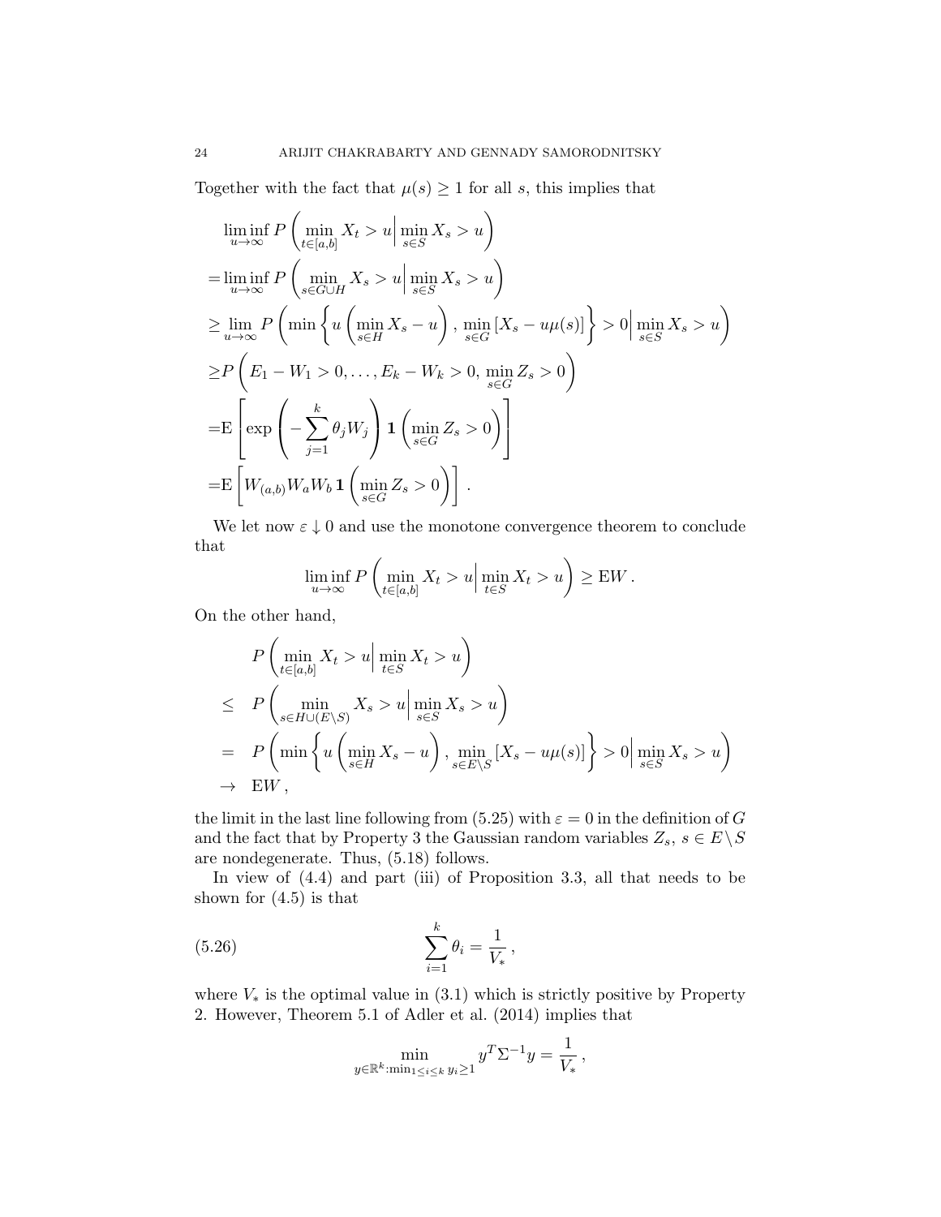Together with the fact that $\mu(s) \geq 1$ for all $s$, this implies that

$$
\begin{aligned}
&\liminf_{u\to\infty} P\left(\min_{t\in[a,b]} X_t > u \,\Big|\, \min_{s\in S} X_s > u\right) \\
=&\liminf_{u\to\infty} P\left(\min_{s\in G\cup H} X_s > u \,\Big|\, \min_{s\in S} X_s > u\right) \\
\geq&\lim_{u\to\infty} P\left(\min\left\{u\left(\min_{s\in H} X_s - u\right),\, \min_{s\in G}\left[X_s - u\mu(s)\right]\right\} > 0 \,\Big|\, \min_{s\in S} X_s > u\right) \\
\geq&P\left(E_1 - W_1 > 0, \ldots, E_k - W_k > 0,\, \min_{s\in G} Z_s > 0\right) \\
=&\mathrm{E}\left[\exp\left(-\sum_{j=1}^k \theta_j W_j\right) \mathbf{1}\left(\min_{s\in G} Z_s > 0\right)\right] \\
=&\mathrm{E}\left[W_{(a,b)} W_a W_b \,\mathbf{1}\left(\min_{s\in G} Z_s > 0\right)\right].
\end{aligned}
$$

We let now $\varepsilon \downarrow 0$ and use the monotone convergence theorem to conclude that

$$
\liminf_{u\to\infty} P\left(\min_{t\in[a,b]} X_t > u \,\Big|\, \min_{t\in S} X_t > u\right) \geq \mathrm{E}W\,.
$$

On the other hand,

$$
\begin{aligned}
& P\left(\min_{t\in[a,b]} X_t > u \,\Big|\, \min_{t\in S} X_t > u\right) \\
\leq\ & P\left(\min_{s\in H\cup(E\setminus S)} X_s > u \,\Big|\, \min_{s\in S} X_s > u\right) \\
=\ & P\left(\min\left\{u\left(\min_{s\in H} X_s - u\right),\, \min_{s\in E\setminus S}\left[X_s - u\mu(s)\right]\right\} > 0 \,\Big|\, \min_{s\in S} X_s > u\right) \\
\to\ & \mathrm{E}W\,,
\end{aligned}
$$

the limit in the last line following from (5.25) with $\varepsilon = 0$ in the definition of $G$ and the fact that by Property 3 the Gaussian random variables $Z_s$, $s \in E\setminus S$ are nondegenerate. Thus, (5.18) follows.

In view of (4.4) and part (iii) of Proposition 3.3, all that needs to be shown for (4.5) is that

$$
\sum_{i=1}^k \theta_i = \frac{1}{V_*}\,, \tag{5.26}
$$

where $V_*$ is the optimal value in (3.1) which is strictly positive by Property 2. However, Theorem 5.1 of Adler et al. (2014) implies that

$$
\min_{y\in\mathbb{R}^k:\min_{1\leq i\leq k} y_i \geq 1} y^T \Sigma^{-1} y = \frac{1}{V_*}\,,
$$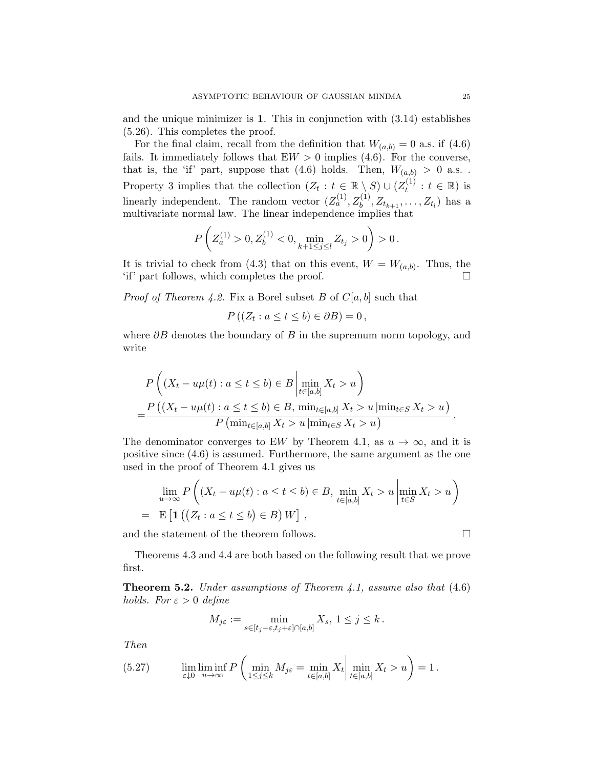and the unique minimizer is $\mathbf{1}$. This in conjunction with (3.14) establishes (5.26). This completes the proof.

For the final claim, recall from the definition that $W_{(a,b)} = 0$ a.s. if (4.6) fails. It immediately follows that $\mathrm{E}W > 0$ implies (4.6). For the converse, that is, the 'if' part, suppose that (4.6) holds. Then, $W_{(a,b)} > 0$ a.s. . Property 3 implies that the collection $(Z_t : t \in \mathbb{R} \setminus S) \cup (Z_t^{(1)} : t \in \mathbb{R})$ is linearly independent. The random vector $(Z_a^{(1)}, Z_b^{(1)}, Z_{t_{k+1}}, \ldots, Z_{t_l})$ has a multivariate normal law. The linear independence implies that

$$P\left(Z_a^{(1)} > 0, Z_b^{(1)} < 0, \min_{k+1 \le j \le l} Z_{t_j} > 0\right) > 0\,.$$

It is trivial to check from (4.3) that on this event, $W = W_{(a,b)}$. Thus, the 'if' part follows, which completes the proof. $\square$

*Proof of Theorem 4.2.* Fix a Borel subset $B$ of $C[a,b]$ such that

$$P\left((Z_t : a \le t \le b) \in \partial B\right) = 0\,,$$

where $\partial B$ denotes the boundary of $B$ in the supremum norm topology, and write

$$\begin{aligned}
&P\left((X_t - u\mu(t) : a \le t \le b) \in B \,\middle|\, \min_{t\in[a,b]} X_t > u\right)\\
=&\frac{P\left((X_t - u\mu(t) : a \le t \le b) \in B,\, \min_{t\in[a,b]} X_t > u \,|\min_{t\in S} X_t > u\right)}{P\left(\min_{t\in[a,b]} X_t > u \,|\min_{t\in S} X_t > u\right)}\,.
\end{aligned}$$

The denominator converges to $\mathrm{E}W$ by Theorem 4.1, as $u \to \infty$, and it is positive since (4.6) is assumed. Furthermore, the same argument as the one used in the proof of Theorem 4.1 gives us

$$\begin{aligned}
&\lim_{u\to\infty} P\left((X_t - u\mu(t) : a \le t \le b) \in B,\, \min_{t\in[a,b]} X_t > u \,\middle|\, \min_{t\in S} X_t > u\right)\\
=\ &\mathrm{E}\left[\mathbf{1}\left(\left(Z_t : a \le t \le b\right) \in B\right) W\right]\,,
\end{aligned}$$

and the statement of the theorem follows. $\square$

Theorems 4.3 and 4.4 are both based on the following result that we prove first.

**Theorem 5.2.** *Under assumptions of Theorem 4.1, assume also that* (4.6) *holds. For $\varepsilon > 0$ define*

$$M_{j\varepsilon} := \min_{s\in[t_j-\varepsilon, t_j+\varepsilon]\cap[a,b]} X_s,\ 1 \le j \le k\,.$$

*Then*

$$\lim_{\varepsilon\downarrow 0} \liminf_{u\to\infty} P\left(\min_{1\le j\le k} M_{j\varepsilon} = \min_{t\in[a,b]} X_t \,\middle|\, \min_{t\in[a,b]} X_t > u\right) = 1\,. \tag{5.27}$$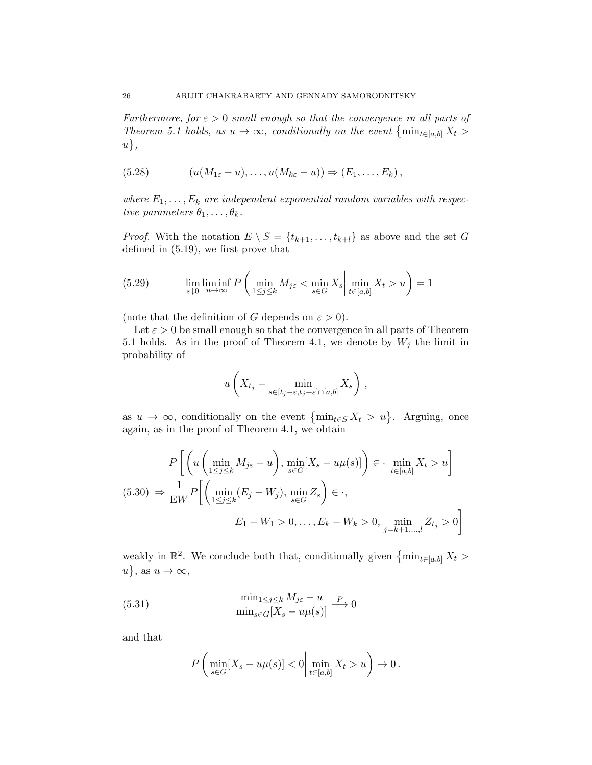*Furthermore, for $\varepsilon > 0$ small enough so that the convergence in all parts of Theorem 5.1 holds, as $u \to \infty$, conditionally on the event $\{\min_{t\in[a,b]} X_t > u\}$,*

$$(u(M_{1\varepsilon} - u), \ldots, u(M_{k\varepsilon} - u)) \Rightarrow (E_1, \ldots, E_k)\,, \tag{5.28}$$

*where $E_1, \ldots, E_k$ are independent exponential random variables with respective parameters $\theta_1, \ldots, \theta_k$.*

*Proof.* With the notation $E \setminus S = \{t_{k+1}, \ldots, t_{k+l}\}$ as above and the set $G$ defined in (5.19), we first prove that

$$\lim_{\varepsilon \downarrow 0} \liminf_{u\to\infty} P\left( \min_{1\le j\le k} M_{j\varepsilon} < \min_{s\in G} X_s \,\middle|\, \min_{t\in[a,b]} X_t > u \right) = 1 \tag{5.29}$$

(note that the definition of $G$ depends on $\varepsilon > 0$).

Let $\varepsilon > 0$ be small enough so that the convergence in all parts of Theorem 5.1 holds. As in the proof of Theorem 4.1, we denote by $W_j$ the limit in probability of

$$u\left( X_{t_j} - \min_{s\in[t_j-\varepsilon, t_j+\varepsilon]\cap[a,b]} X_s \right)\,,$$

as $u \to \infty$, conditionally on the event $\{\min_{t\in S} X_t > u\}$. Arguing, once again, as in the proof of Theorem 4.1, we obtain

$$\begin{aligned} &P\left[ \left( u\left( \min_{1\le j\le k} M_{j\varepsilon} - u \right), \min_{s\in G}[X_s - u\mu(s)] \right) \in \cdot \,\middle|\, \min_{t\in[a,b]} X_t > u \right] \\ \Rightarrow\ &\frac{1}{\mathrm{E}W} P\Bigg[ \left( \min_{1\le j\le k}(E_j - W_j), \min_{s\in G} Z_s \right) \in \cdot, \\ &\qquad\qquad E_1 - W_1 > 0, \ldots, E_k - W_k > 0, \min_{j=k+1,\ldots,l} Z_{t_j} > 0 \Bigg] \end{aligned} \tag{5.30}$$

weakly in $\mathbb{R}^2$. We conclude both that, conditionally given $\{\min_{t\in[a,b]} X_t > u\}$, as $u \to \infty$,

$$\frac{\min_{1\le j\le k} M_{j\varepsilon} - u}{\min_{s\in G}[X_s - u\mu(s)]} \xrightarrow{P} 0 \tag{5.31}$$

and that

$$P\left( \min_{s\in G}[X_s - u\mu(s)] < 0 \,\middle|\, \min_{t\in[a,b]} X_t > u \right) \to 0\,.$$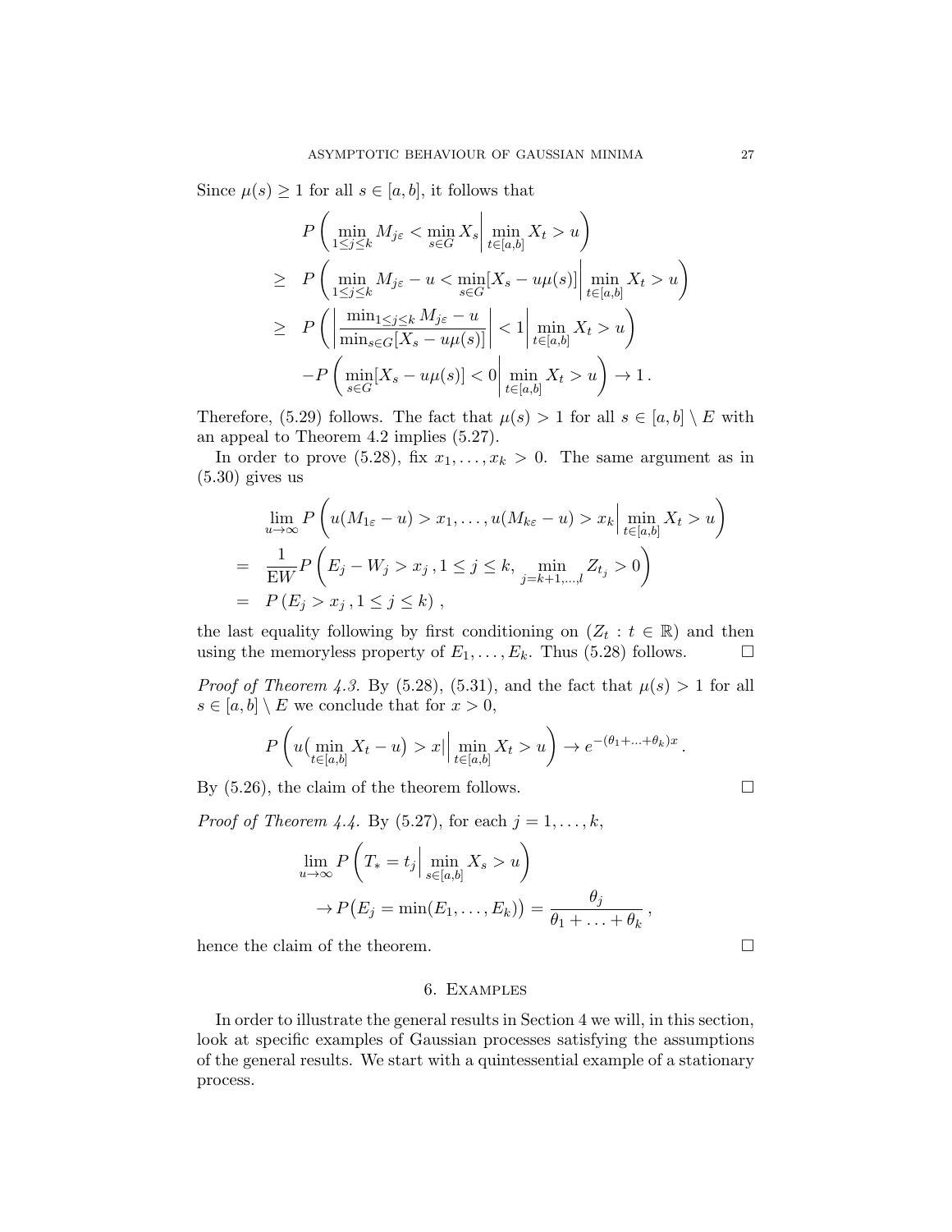Since $\mu(s) \geq 1$ for all $s \in [a,b]$, it follows that

$$
\begin{aligned}
& P\left( \min_{1\leq j\leq k} M_{j\varepsilon} < \min_{s\in G} X_s \,\middle|\, \min_{t\in[a,b]} X_t > u \right) \\
\geq\; & P\left( \min_{1\leq j\leq k} M_{j\varepsilon} - u < \min_{s\in G} [X_s - u\mu(s)] \,\middle|\, \min_{t\in[a,b]} X_t > u \right) \\
\geq\; & P\left( \left| \frac{\min_{1\leq j\leq k} M_{j\varepsilon} - u}{\min_{s\in G}[X_s - u\mu(s)]} \right| < 1 \,\middle|\, \min_{t\in[a,b]} X_t > u \right) \\
& - P\left( \min_{s\in G}[X_s - u\mu(s)] < 0 \,\middle|\, \min_{t\in[a,b]} X_t > u \right) \to 1\,.
\end{aligned}
$$

Therefore, (5.29) follows. The fact that $\mu(s) > 1$ for all $s \in [a,b] \setminus E$ with an appeal to Theorem 4.2 implies (5.27).

In order to prove (5.28), fix $x_1, \ldots, x_k > 0$. The same argument as in (5.30) gives us

$$
\begin{aligned}
& \lim_{u\to\infty} P\left( u(M_{1\varepsilon} - u) > x_1, \ldots, u(M_{k\varepsilon} - u) > x_k \,\middle|\, \min_{t\in[a,b]} X_t > u \right) \\
=\; & \frac{1}{\mathrm{E}W} P\left( E_j - W_j > x_j\,, 1 \leq j \leq k,\ \min_{j=k+1,\ldots,l} Z_{t_j} > 0 \right) \\
=\; & P\left( E_j > x_j\,, 1 \leq j \leq k \right)\,,
\end{aligned}
$$

the last equality following by first conditioning on $(Z_t : t \in \mathbb{R})$ and then using the memoryless property of $E_1, \ldots, E_k$. Thus (5.28) follows. $\square$

*Proof of Theorem 4.3.* By (5.28), (5.31), and the fact that $\mu(s) > 1$ for all $s \in [a,b] \setminus E$ we conclude that for $x > 0$,

$$
P\left( u\big( \min_{t\in[a,b]} X_t - u \big) > x \big| \,\middle|\, \min_{t\in[a,b]} X_t > u \right) \to e^{-(\theta_1 + \ldots + \theta_k)x}\,.
$$

By (5.26), the claim of the theorem follows. $\square$

*Proof of Theorem 4.4.* By (5.27), for each $j = 1, \ldots, k$,

$$
\begin{aligned}
& \lim_{u\to\infty} P\left( T_* = t_j \,\middle|\, \min_{s\in[a,b]} X_s > u \right) \\
& \quad \to P\big( E_j = \min(E_1, \ldots, E_k) \big) = \frac{\theta_j}{\theta_1 + \ldots + \theta_k}\,,
\end{aligned}
$$

hence the claim of the theorem. $\square$

## 6. Examples

In order to illustrate the general results in Section 4 we will, in this section, look at specific examples of Gaussian processes satisfying the assumptions of the general results. We start with a quintessential example of a stationary process.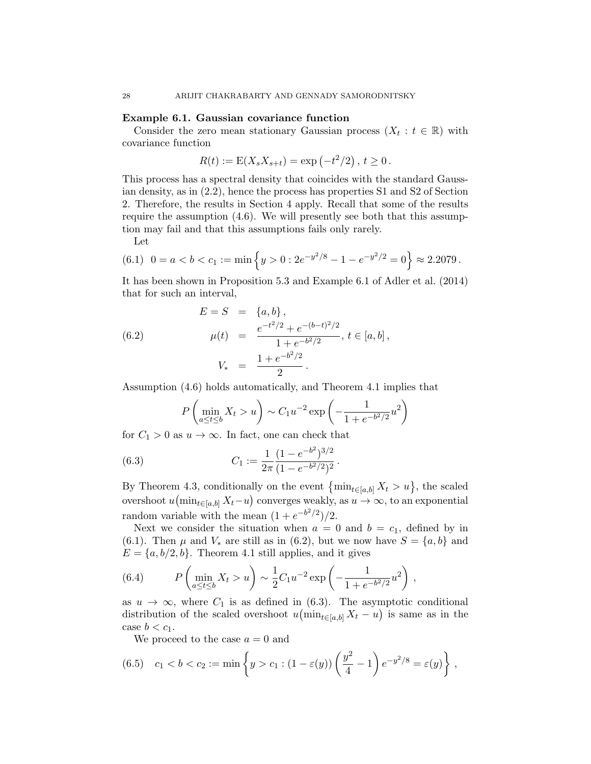**Example 6.1. Gaussian covariance function**

Consider the zero mean stationary Gaussian process $(X_t : t \in \mathbb{R})$ with covariance function

$$R(t) := \mathrm{E}(X_s X_{s+t}) = \exp\left(-t^2/2\right),\ t \geq 0\,.$$

This process has a spectral density that coincides with the standard Gaussian density, as in (2.2), hence the process has properties S1 and S2 of Section 2. Therefore, the results in Section 4 apply. Recall that some of the results require the assumption (4.6). We will presently see both that this assumption may fail and that this assumptions fails only rarely.

Let

$$0 = a < b < c_1 := \min\left\{y > 0 : 2e^{-y^2/8} - 1 - e^{-y^2/2} = 0\right\} \approx 2.2079\,. \tag{6.1}$$

It has been shown in Proposition 5.3 and Example 6.1 of Adler et al. (2014) that for such an interval,

$$\begin{aligned} E = S &= \{a, b\}\,, \\ \mu(t) &= \frac{e^{-t^2/2} + e^{-(b-t)^2/2}}{1 + e^{-b^2/2}},\ t \in [a, b]\,, \\ V_* &= \frac{1 + e^{-b^2/2}}{2}\,. \end{aligned} \tag{6.2}$$

Assumption (4.6) holds automatically, and Theorem 4.1 implies that

$$P\left(\min_{a \leq t \leq b} X_t > u\right) \sim C_1 u^{-2} \exp\left(-\frac{1}{1 + e^{-b^2/2}} u^2\right)$$

for $C_1 > 0$ as $u \to \infty$. In fact, one can check that

$$C_1 := \frac{1}{2\pi} \frac{(1 - e^{-b^2})^{3/2}}{(1 - e^{-b^2/2})^2}\,. \tag{6.3}$$

By Theorem 4.3, conditionally on the event $\left\{\min_{t \in [a,b]} X_t > u\right\}$, the scaled overshoot $u\left(\min_{t \in [a,b]} X_t - u\right)$ converges weakly, as $u \to \infty$, to an exponential random variable with the mean $(1 + e^{-b^2/2})/2$.

Next we consider the situation when $a = 0$ and $b = c_1$, defined by in (6.1). Then $\mu$ and $V_*$ are still as in (6.2), but we now have $S = \{a, b\}$ and $E = \{a, b/2, b\}$. Theorem 4.1 still applies, and it gives

$$P\left(\min_{a \leq t \leq b} X_t > u\right) \sim \frac{1}{2} C_1 u^{-2} \exp\left(-\frac{1}{1 + e^{-b^2/2}} u^2\right)\,, \tag{6.4}$$

as $u \to \infty$, where $C_1$ is as defined in (6.3). The asymptotic conditional distribution of the scaled overshoot $u\left(\min_{t \in [a,b]} X_t - u\right)$ is same as in the case $b < c_1$.

We proceed to the case $a = 0$ and

$$c_1 < b < c_2 := \min\left\{y > c_1 : (1 - \varepsilon(y))\left(\frac{y^2}{4} - 1\right) e^{-y^2/8} = \varepsilon(y)\right\}\,, \tag{6.5}$$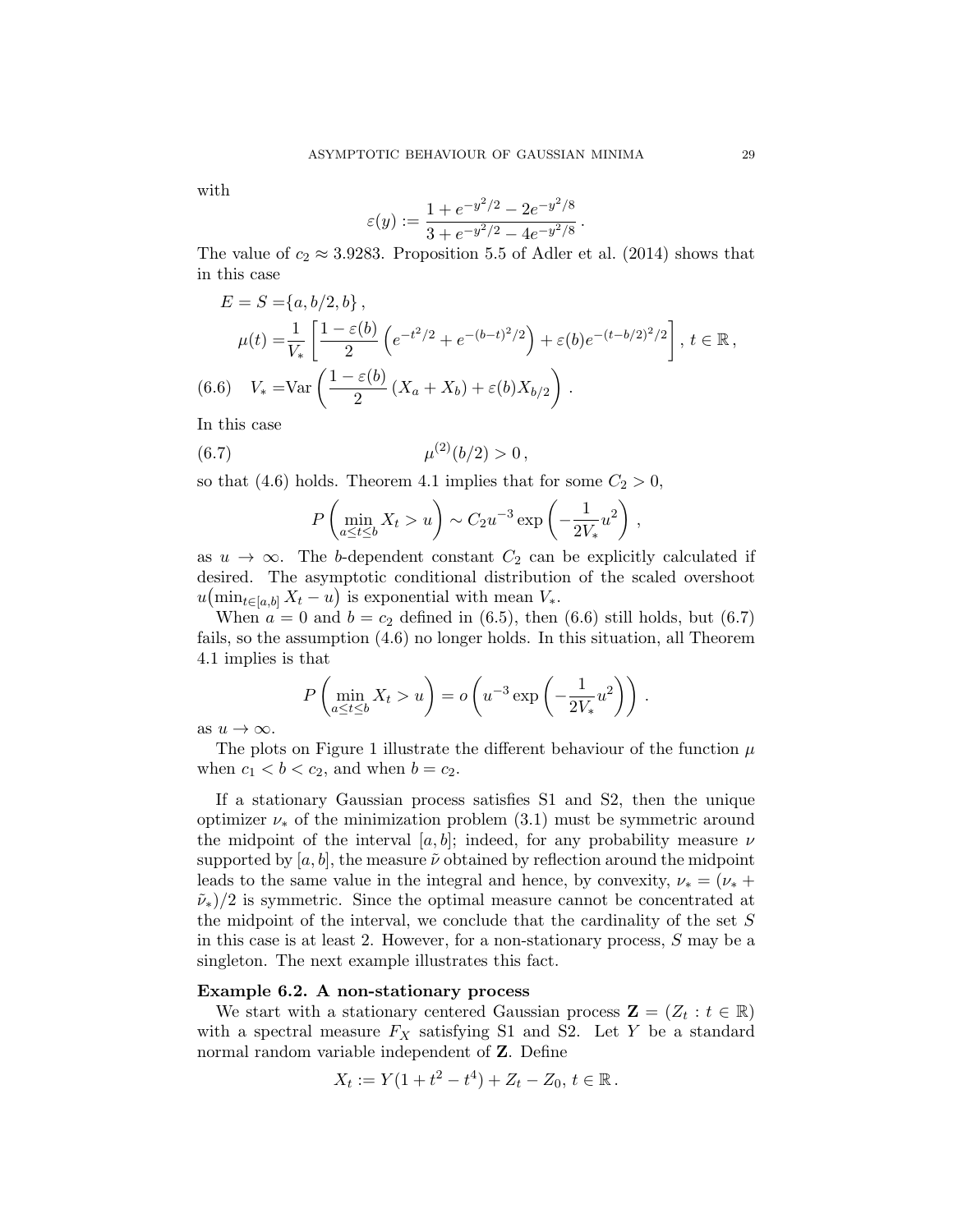with

$$\varepsilon(y) := \frac{1 + e^{-y^2/2} - 2e^{-y^2/8}}{3 + e^{-y^2/2} - 4e^{-y^2/8}}\,.$$

The value of $c_2 \approx 3.9283$. Proposition 5.5 of Adler et al. (2014) shows that in this case

$$
\begin{aligned}
E = S =& \{a, b/2, b\}\,, \\
\mu(t) =& \frac{1}{V_*}\left[\frac{1-\varepsilon(b)}{2}\left(e^{-t^2/2} + e^{-(b-t)^2/2}\right) + \varepsilon(b)e^{-(t-b/2)^2/2}\right],\ t \in \mathbb{R}\,, \\
V_* =& \mathrm{Var}\left(\frac{1-\varepsilon(b)}{2}\left(X_a + X_b\right) + \varepsilon(b)X_{b/2}\right). \qquad (6.6)
\end{aligned}
$$

In this case

$$\mu^{(2)}(b/2) > 0\,, \qquad (6.7)$$

so that (4.6) holds. Theorem 4.1 implies that for some $C_2 > 0$,

$$P\left(\min_{a \le t \le b} X_t > u\right) \sim C_2 u^{-3} \exp\left(-\frac{1}{2V_*}u^2\right)\,,$$

as $u \to \infty$. The $b$-dependent constant $C_2$ can be explicitly calculated if desired. The asymptotic conditional distribution of the scaled overshoot $u\big(\min_{t\in[a,b]} X_t - u\big)$ is exponential with mean $V_*$.

When $a = 0$ and $b = c_2$ defined in (6.5), then (6.6) still holds, but (6.7) fails, so the assumption (4.6) no longer holds. In this situation, all Theorem 4.1 implies is that

$$P\left(\min_{a \le t \le b} X_t > u\right) = o\left(u^{-3} \exp\left(-\frac{1}{2V_*}u^2\right)\right)\,.$$

as $u \to \infty$.

The plots on Figure 1 illustrate the different behaviour of the function $\mu$ when $c_1 < b < c_2$, and when $b = c_2$.

If a stationary Gaussian process satisfies S1 and S2, then the unique optimizer $\nu_*$ of the minimization problem (3.1) must be symmetric around the midpoint of the interval $[a, b]$; indeed, for any probability measure $\nu$ supported by $[a, b]$, the measure $\tilde{\nu}$ obtained by reflection around the midpoint leads to the same value in the integral and hence, by convexity, $\nu_* = (\nu_* + \tilde{\nu}_*)/2$ is symmetric. Since the optimal measure cannot be concentrated at the midpoint of the interval, we conclude that the cardinality of the set $S$ in this case is at least 2. However, for a non-stationary process, $S$ may be a singleton. The next example illustrates this fact.

**Example 6.2. A non-stationary process**

We start with a stationary centered Gaussian process $\mathbf{Z} = (Z_t : t \in \mathbb{R})$ with a spectral measure $F_X$ satisfying S1 and S2. Let $Y$ be a standard normal random variable independent of $\mathbf{Z}$. Define

$$X_t := Y(1 + t^2 - t^4) + Z_t - Z_0,\ t \in \mathbb{R}\,.$$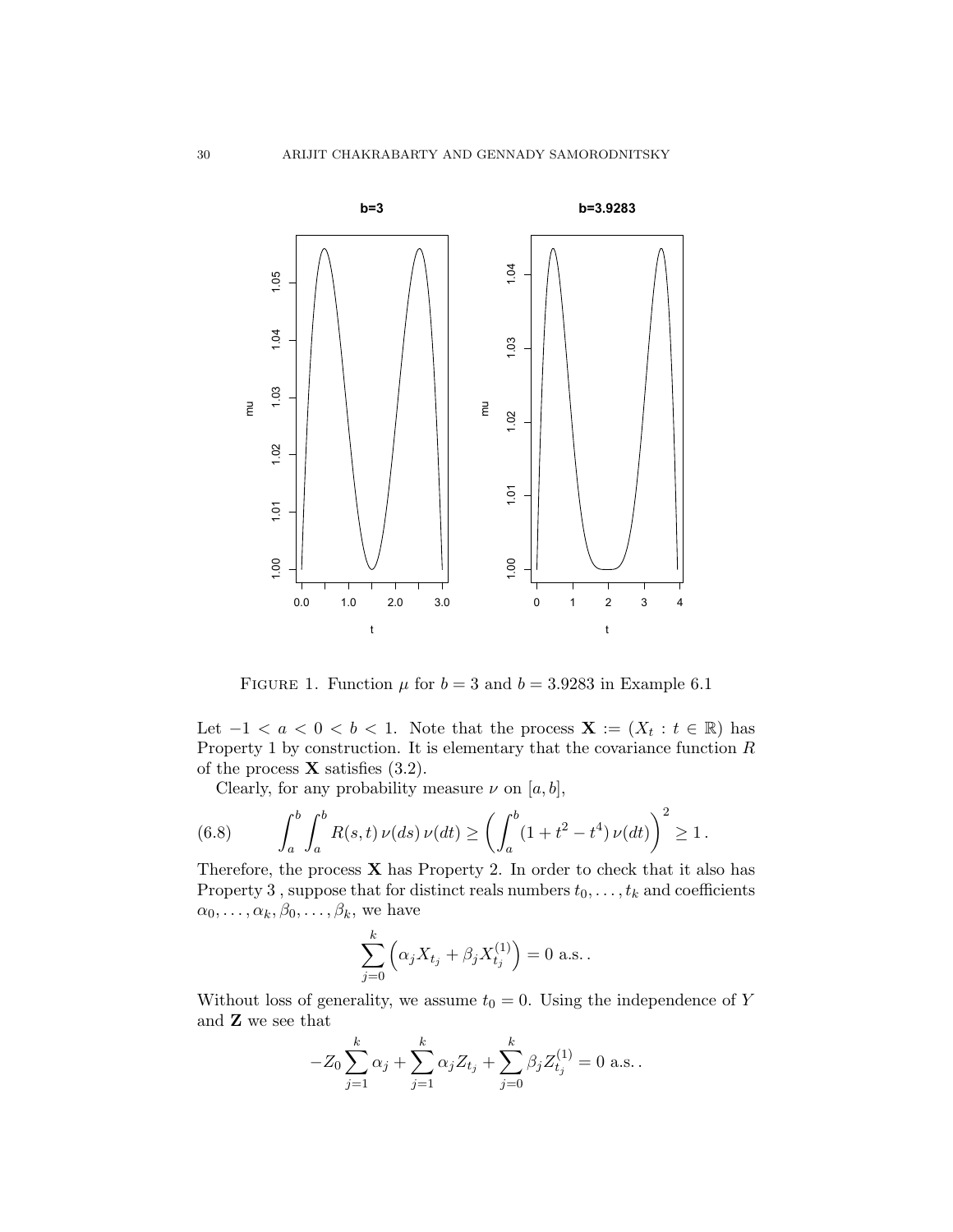FIGURE 1. Function $\mu$ for $b = 3$ and $b = 3.9283$ in Example 6.1

Let $-1 < a < 0 < b < 1$. Note that the process $\mathbf{X} := (X_t : t \in \mathbb{R})$ has Property 1 by construction. It is elementary that the covariance function $R$ of the process $\mathbf{X}$ satisfies (3.2).

Clearly, for any probability measure $\nu$ on $[a, b]$,

$$\int_a^b \int_a^b R(s,t)\, \nu(ds)\, \nu(dt) \geq \left( \int_a^b (1 + t^2 - t^4)\, \nu(dt) \right)^2 \geq 1\,. \tag{6.8}$$

Therefore, the process $\mathbf{X}$ has Property 2. In order to check that it also has Property 3 , suppose that for distinct reals numbers $t_0, \ldots, t_k$ and coefficients $\alpha_0, \ldots, \alpha_k, \beta_0, \ldots, \beta_k$, we have

$$\sum_{j=0}^{k} \left( \alpha_j X_{t_j} + \beta_j X_{t_j}^{(1)} \right) = 0 \text{ a.s.}\,.$$

Without loss of generality, we assume $t_0 = 0$. Using the independence of $Y$ and $\mathbf{Z}$ we see that

$$-Z_0 \sum_{j=1}^{k} \alpha_j + \sum_{j=1}^{k} \alpha_j Z_{t_j} + \sum_{j=0}^{k} \beta_j Z_{t_j}^{(1)} = 0 \text{ a.s.}\,.$$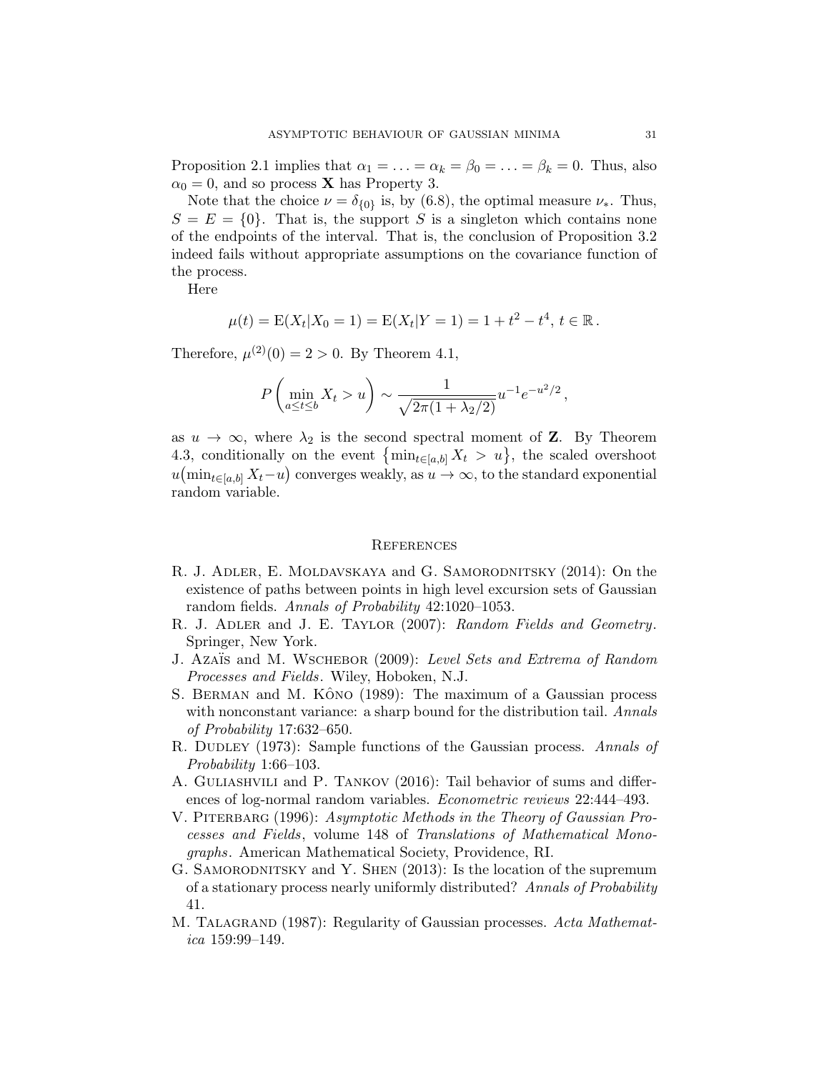Proposition 2.1 implies that $\alpha_1 = \ldots = \alpha_k = \beta_0 = \ldots = \beta_k = 0$. Thus, also $\alpha_0 = 0$, and so process $\mathbf{X}$ has Property 3.

Note that the choice $\nu = \delta_{\{0\}}$ is, by (6.8), the optimal measure $\nu_*$. Thus, $S = E = \{0\}$. That is, the support $S$ is a singleton which contains none of the endpoints of the interval. That is, the conclusion of Proposition 3.2 indeed fails without appropriate assumptions on the covariance function of the process.

Here

$$\mu(t) = \mathrm{E}(X_t | X_0 = 1) = \mathrm{E}(X_t | Y = 1) = 1 + t^2 - t^4,\ t \in \mathbb{R}\,.$$

Therefore, $\mu^{(2)}(0) = 2 > 0$. By Theorem 4.1,

$$P\left(\min_{a \le t \le b} X_t > u\right) \sim \frac{1}{\sqrt{2\pi(1 + \lambda_2/2)}} u^{-1} e^{-u^2/2}\,,$$

as $u \to \infty$, where $\lambda_2$ is the second spectral moment of $\mathbf{Z}$. By Theorem 4.3, conditionally on the event $\left\{\min_{t \in [a,b]} X_t > u\right\}$, the scaled overshoot $u\big(\min_{t \in [a,b]} X_t - u\big)$ converges weakly, as $u \to \infty$, to the standard exponential random variable.

## References

R. J. Adler, E. Moldavskaya and G. Samorodnitsky (2014): On the existence of paths between points in high level excursion sets of Gaussian random fields. *Annals of Probability* 42:1020–1053.

R. J. Adler and J. E. Taylor (2007): *Random Fields and Geometry*. Springer, New York.

J. Azaïs and M. Wschebor (2009): *Level Sets and Extrema of Random Processes and Fields*. Wiley, Hoboken, N.J.

S. Berman and M. Kôno (1989): The maximum of a Gaussian process with nonconstant variance: a sharp bound for the distribution tail. *Annals of Probability* 17:632–650.

R. Dudley (1973): Sample functions of the Gaussian process. *Annals of Probability* 1:66–103.

A. Guliashvili and P. Tankov (2016): Tail behavior of sums and differences of log-normal random variables. *Econometric reviews* 22:444–493.

V. Piterbarg (1996): *Asymptotic Methods in the Theory of Gaussian Processes and Fields*, volume 148 of *Translations of Mathematical Monographs*. American Mathematical Society, Providence, RI.

G. Samorodnitsky and Y. Shen (2013): Is the location of the supremum of a stationary process nearly uniformly distributed? *Annals of Probability* 41.

M. Talagrand (1987): Regularity of Gaussian processes. *Acta Mathematica* 159:99–149.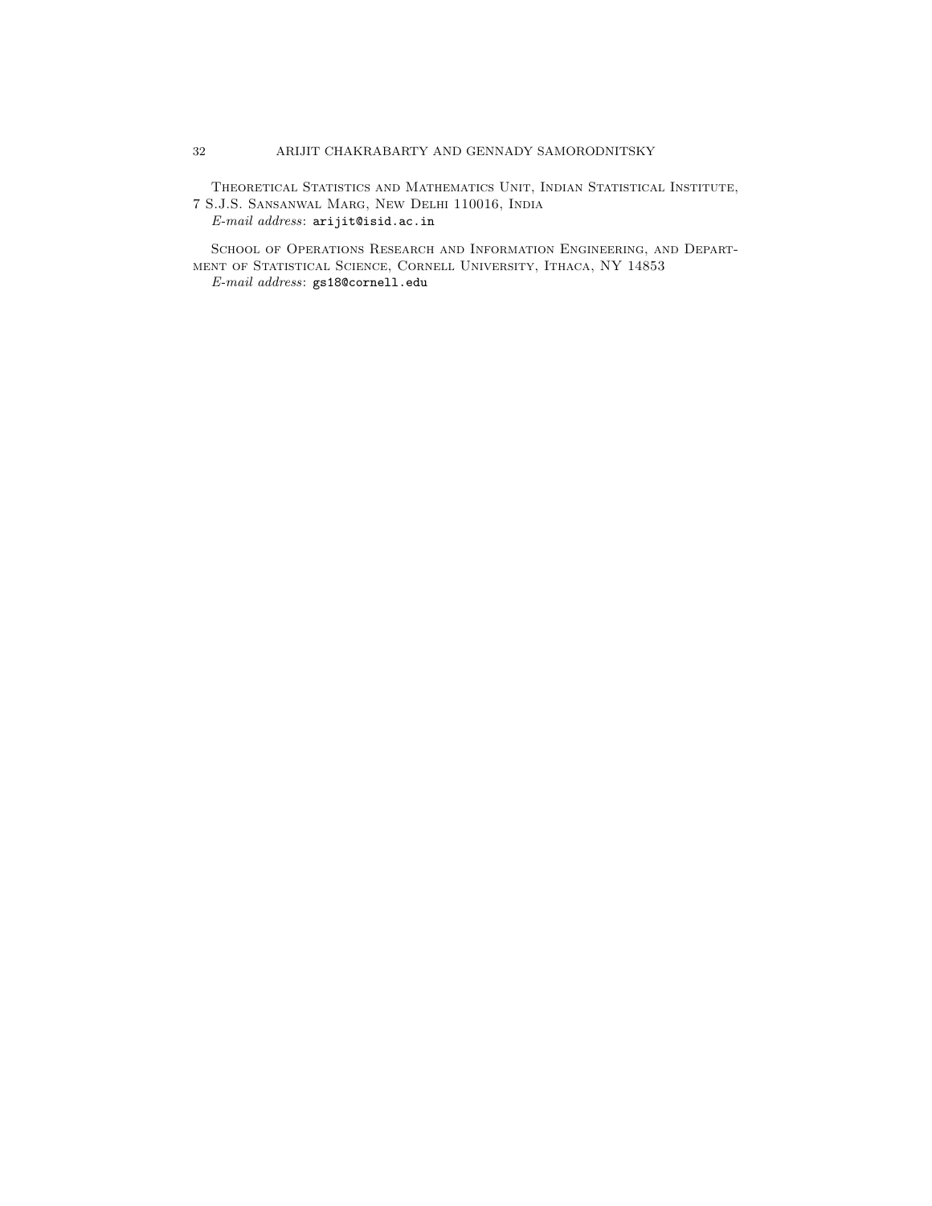Theoretical Statistics and Mathematics Unit, Indian Statistical Institute, 7 S.J.S. Sansanwal Marg, New Delhi 110016, India

*E-mail address*: `arijit@isid.ac.in`

School of Operations Research and Information Engineering, and Department of Statistical Science, Cornell University, Ithaca, NY 14853

*E-mail address*: `gs18@cornell.edu`